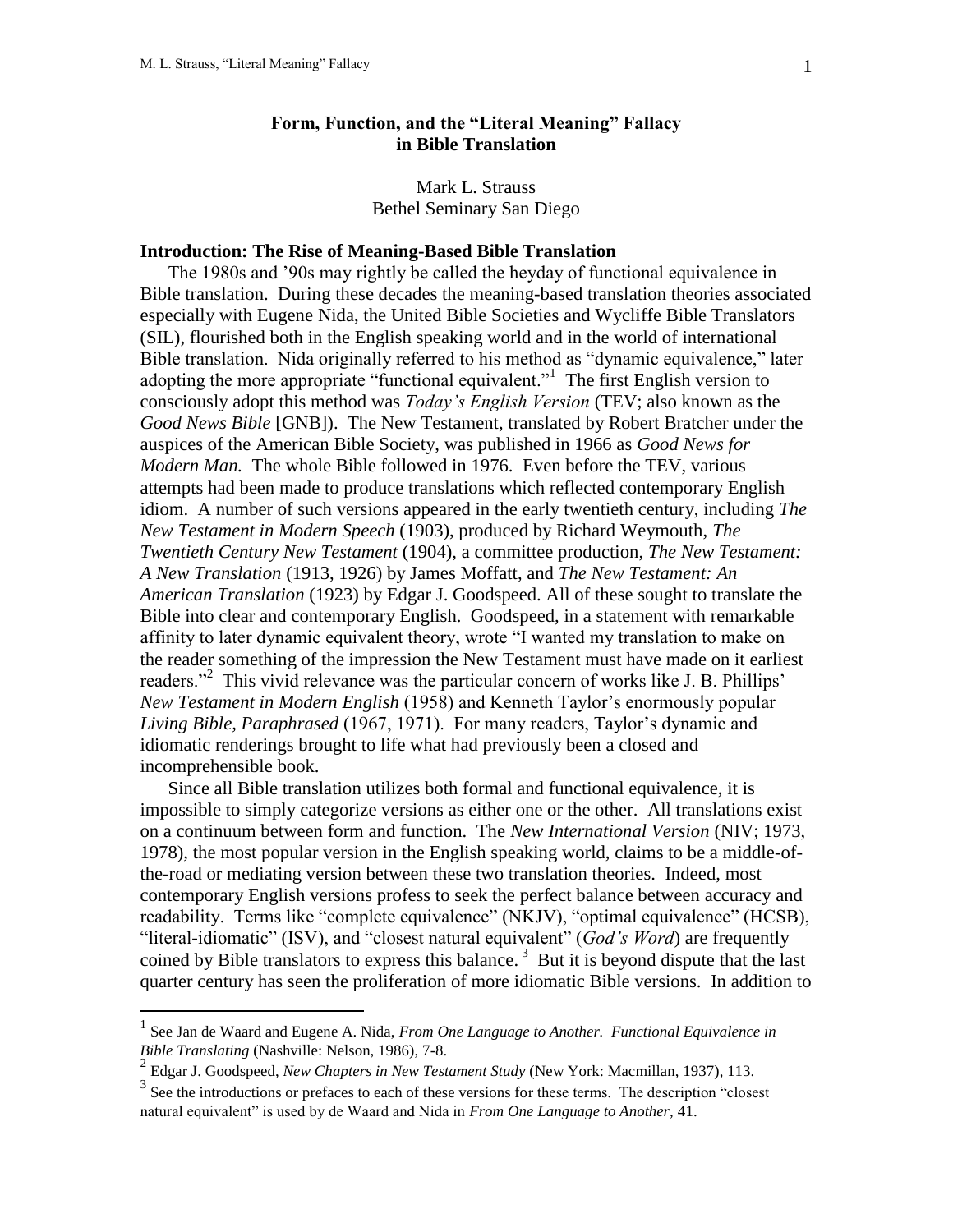# Form, Function, and the "Literal Meaning" Fallacy in Bible Translation

Mark L. Strauss
Bethel Seminary San Diego

## Introduction: The Rise of Meaning-Based Bible Translation

The 1980s and '90s may rightly be called the heyday of functional equivalence in Bible translation. During these decades the meaning-based translation theories associated especially with Eugene Nida, the United Bible Societies and Wycliffe Bible Translators (SIL), flourished both in the English speaking world and in the world of international Bible translation. Nida originally referred to his method as "dynamic equivalence," later adopting the more appropriate "functional equivalent."[1] The first English version to consciously adopt this method was *Today's English Version* (TEV; also known as the *Good News Bible* [GNB]). The New Testament, translated by Robert Bratcher under the auspices of the American Bible Society, was published in 1966 as *Good News for Modern Man.* The whole Bible followed in 1976. Even before the TEV, various attempts had been made to produce translations which reflected contemporary English idiom. A number of such versions appeared in the early twentieth century, including *The New Testament in Modern Speech* (1903), produced by Richard Weymouth, *The Twentieth Century New Testament* (1904), a committee production, *The New Testament: A New Translation* (1913, 1926) by James Moffatt, and *The New Testament: An American Translation* (1923) by Edgar J. Goodspeed. All of these sought to translate the Bible into clear and contemporary English. Goodspeed, in a statement with remarkable affinity to later dynamic equivalent theory, wrote "I wanted my translation to make on the reader something of the impression the New Testament must have made on it earliest readers."[2] This vivid relevance was the particular concern of works like J. B. Phillips' *New Testament in Modern English* (1958) and Kenneth Taylor's enormously popular *Living Bible, Paraphrased* (1967, 1971). For many readers, Taylor's dynamic and idiomatic renderings brought to life what had previously been a closed and incomprehensible book.

Since all Bible translation utilizes both formal and functional equivalence, it is impossible to simply categorize versions as either one or the other. All translations exist on a continuum between form and function. The *New International Version* (NIV; 1973, 1978), the most popular version in the English speaking world, claims to be a middle-of-the-road or mediating version between these two translation theories. Indeed, most contemporary English versions profess to seek the perfect balance between accuracy and readability. Terms like "complete equivalence" (NKJV), "optimal equivalence" (HCSB), "literal-idiomatic" (ISV), and "closest natural equivalent" (*God's Word*) are frequently coined by Bible translators to express this balance.[3] But it is beyond dispute that the last quarter century has seen the proliferation of more idiomatic Bible versions. In addition to

---

[1] See Jan de Waard and Eugene A. Nida, *From One Language to Another. Functional Equivalence in Bible Translating* (Nashville: Nelson, 1986), 7-8.

[2] Edgar J. Goodspeed, *New Chapters in New Testament Study* (New York: Macmillan, 1937), 113.

[3] See the introductions or prefaces to each of these versions for these terms. The description "closest natural equivalent" is used by de Waard and Nida in *From One Language to Another*, 41.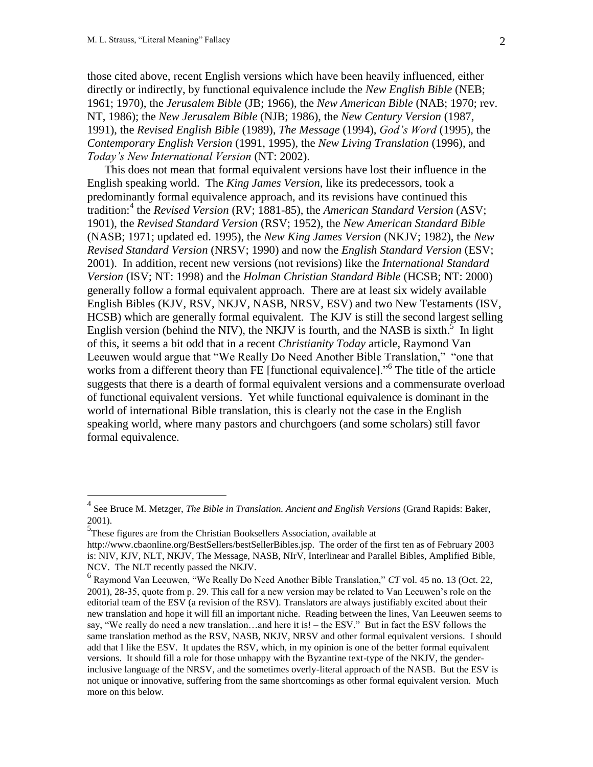those cited above, recent English versions which have been heavily influenced, either directly or indirectly, by functional equivalence include the *New English Bible* (NEB; 1961; 1970), the *Jerusalem Bible* (JB; 1966), the *New American Bible* (NAB; 1970; rev. NT, 1986); the *New Jerusalem Bible* (NJB; 1986), the *New Century Version* (1987, 1991), the *Revised English Bible* (1989), *The Message* (1994), *God's Word* (1995), the *Contemporary English Version* (1991, 1995), the *New Living Translation* (1996), and *Today's New International Version* (NT: 2002).

This does not mean that formal equivalent versions have lost their influence in the English speaking world. The *King James Version*, like its predecessors, took a predominantly formal equivalence approach, and its revisions have continued this tradition:[4] the *Revised Version* (RV; 1881-85), the *American Standard Version* (ASV; 1901), the *Revised Standard Version* (RSV; 1952), the *New American Standard Bible* (NASB; 1971; updated ed. 1995), the *New King James Version* (NKJV; 1982), the *New Revised Standard Version* (NRSV; 1990) and now the *English Standard Version* (ESV; 2001). In addition, recent new versions (not revisions) like the *International Standard Version* (ISV; NT: 1998) and the *Holman Christian Standard Bible* (HCSB; NT: 2000) generally follow a formal equivalent approach. There are at least six widely available English Bibles (KJV, RSV, NKJV, NASB, NRSV, ESV) and two New Testaments (ISV, HCSB) which are generally formal equivalent. The KJV is still the second largest selling English version (behind the NIV), the NKJV is fourth, and the NASB is sixth.[5] In light of this, it seems a bit odd that in a recent *Christianity Today* article, Raymond Van Leeuwen would argue that "We Really Do Need Another Bible Translation," "one that works from a different theory than FE [functional equivalence]."[6] The title of the article suggests that there is a dearth of formal equivalent versions and a commensurate overload of functional equivalent versions. Yet while functional equivalence is dominant in the world of international Bible translation, this is clearly not the case in the English speaking world, where many pastors and churchgoers (and some scholars) still favor formal equivalence.

---

[4] See Bruce M. Metzger, *The Bible in Translation. Ancient and English Versions* (Grand Rapids: Baker, 2001).

[5] These figures are from the Christian Booksellers Association, available at http://www.cbaonline.org/BestSellers/bestSellerBibles.jsp. The order of the first ten as of February 2003 is: NIV, KJV, NLT, NKJV, The Message, NASB, NIrV, Interlinear and Parallel Bibles, Amplified Bible, NCV. The NLT recently passed the NKJV.

[6] Raymond Van Leeuwen, "We Really Do Need Another Bible Translation," *CT* vol. 45 no. 13 (Oct. 22, 2001), 28-35, quote from p. 29. This call for a new version may be related to Van Leeuwen's role on the editorial team of the ESV (a revision of the RSV). Translators are always justifiably excited about their new translation and hope it will fill an important niche. Reading between the lines, Van Leeuwen seems to say, "We really do need a new translation…and here it is! – the ESV." But in fact the ESV follows the same translation method as the RSV, NASB, NKJV, NRSV and other formal equivalent versions. I should add that I like the ESV. It updates the RSV, which, in my opinion is one of the better formal equivalent versions. It should fill a role for those unhappy with the Byzantine text-type of the NKJV, the gender-inclusive language of the NRSV, and the sometimes overly-literal approach of the NASB. But the ESV is not unique or innovative, suffering from the same shortcomings as other formal equivalent version. Much more on this below.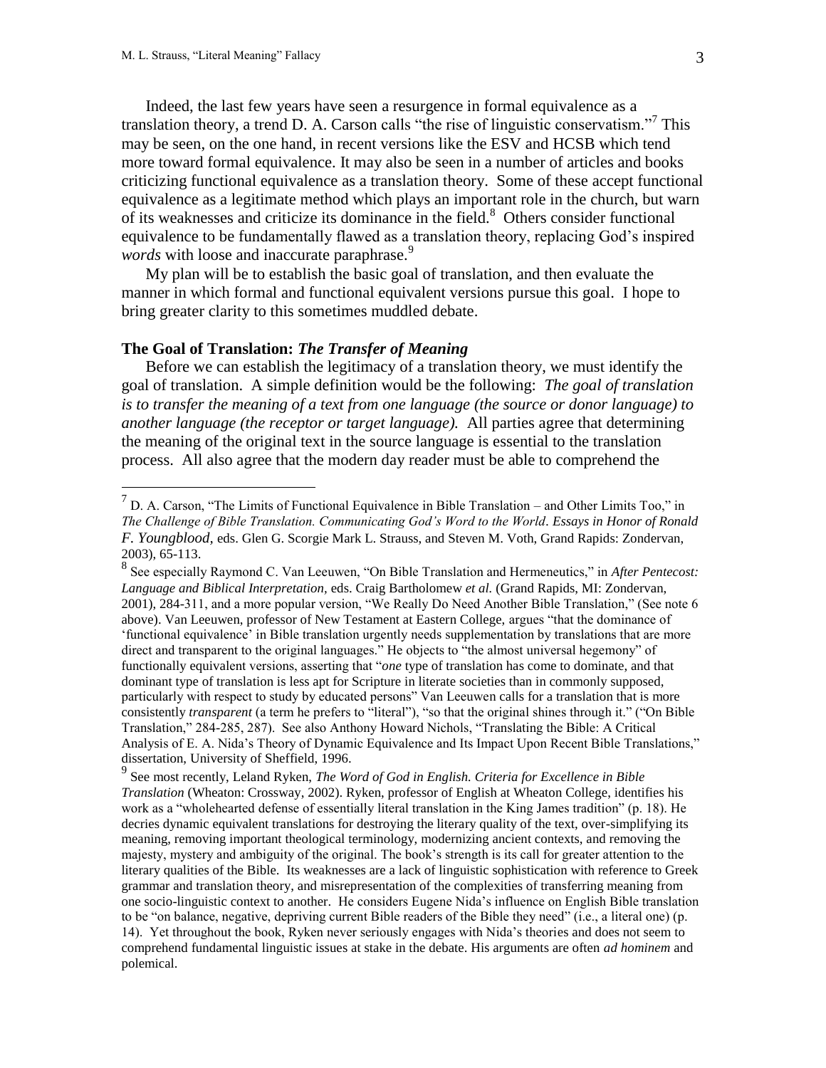Indeed, the last few years have seen a resurgence in formal equivalence as a translation theory, a trend D. A. Carson calls "the rise of linguistic conservatism."[7] This may be seen, on the one hand, in recent versions like the ESV and HCSB which tend more toward formal equivalence. It may also be seen in a number of articles and books criticizing functional equivalence as a translation theory. Some of these accept functional equivalence as a legitimate method which plays an important role in the church, but warn of its weaknesses and criticize its dominance in the field.[8] Others consider functional equivalence to be fundamentally flawed as a translation theory, replacing God's inspired *words* with loose and inaccurate paraphrase.[9]

My plan will be to establish the basic goal of translation, and then evaluate the manner in which formal and functional equivalent versions pursue this goal. I hope to bring greater clarity to this sometimes muddled debate.

### The Goal of Translation: *The Transfer of Meaning*

Before we can establish the legitimacy of a translation theory, we must identify the goal of translation. A simple definition would be the following: *The goal of translation is to transfer the meaning of a text from one language (the source or donor language) to another language (the receptor or target language).* All parties agree that determining the meaning of the original text in the source language is essential to the translation process. All also agree that the modern day reader must be able to comprehend the

---

[7] D. A. Carson, "The Limits of Functional Equivalence in Bible Translation – and Other Limits Too," in *The Challenge of Bible Translation. Communicating God's Word to the World*. *Essays in Honor of Ronald F. Youngblood,* eds. Glen G. Scorgie Mark L. Strauss, and Steven M. Voth, Grand Rapids: Zondervan, 2003), 65-113.

[8] See especially Raymond C. Van Leeuwen, "On Bible Translation and Hermeneutics," in *After Pentecost: Language and Biblical Interpretation,* eds. Craig Bartholomew *et al.* (Grand Rapids, MI: Zondervan, 2001), 284-311, and a more popular version, "We Really Do Need Another Bible Translation," (See note 6 above). Van Leeuwen, professor of New Testament at Eastern College, argues "that the dominance of 'functional equivalence' in Bible translation urgently needs supplementation by translations that are more direct and transparent to the original languages." He objects to "the almost universal hegemony" of functionally equivalent versions, asserting that "*one* type of translation has come to dominate, and that dominant type of translation is less apt for Scripture in literate societies than in commonly supposed, particularly with respect to study by educated persons" Van Leeuwen calls for a translation that is more consistently *transparent* (a term he prefers to "literal"), "so that the original shines through it." ("On Bible Translation," 284-285, 287). See also Anthony Howard Nichols, "Translating the Bible: A Critical Analysis of E. A. Nida's Theory of Dynamic Equivalence and Its Impact Upon Recent Bible Translations," dissertation, University of Sheffield, 1996.

[9] See most recently, Leland Ryken, *The Word of God in English. Criteria for Excellence in Bible Translation* (Wheaton: Crossway, 2002). Ryken, professor of English at Wheaton College, identifies his work as a "wholehearted defense of essentially literal translation in the King James tradition" (p. 18). He decries dynamic equivalent translations for destroying the literary quality of the text, over-simplifying its meaning, removing important theological terminology, modernizing ancient contexts, and removing the majesty, mystery and ambiguity of the original. The book's strength is its call for greater attention to the literary qualities of the Bible. Its weaknesses are a lack of linguistic sophistication with reference to Greek grammar and translation theory, and misrepresentation of the complexities of transferring meaning from one socio-linguistic context to another. He considers Eugene Nida's influence on English Bible translation to be "on balance, negative, depriving current Bible readers of the Bible they need" (i.e., a literal one) (p. 14). Yet throughout the book, Ryken never seriously engages with Nida's theories and does not seem to comprehend fundamental linguistic issues at stake in the debate. His arguments are often *ad hominem* and polemical.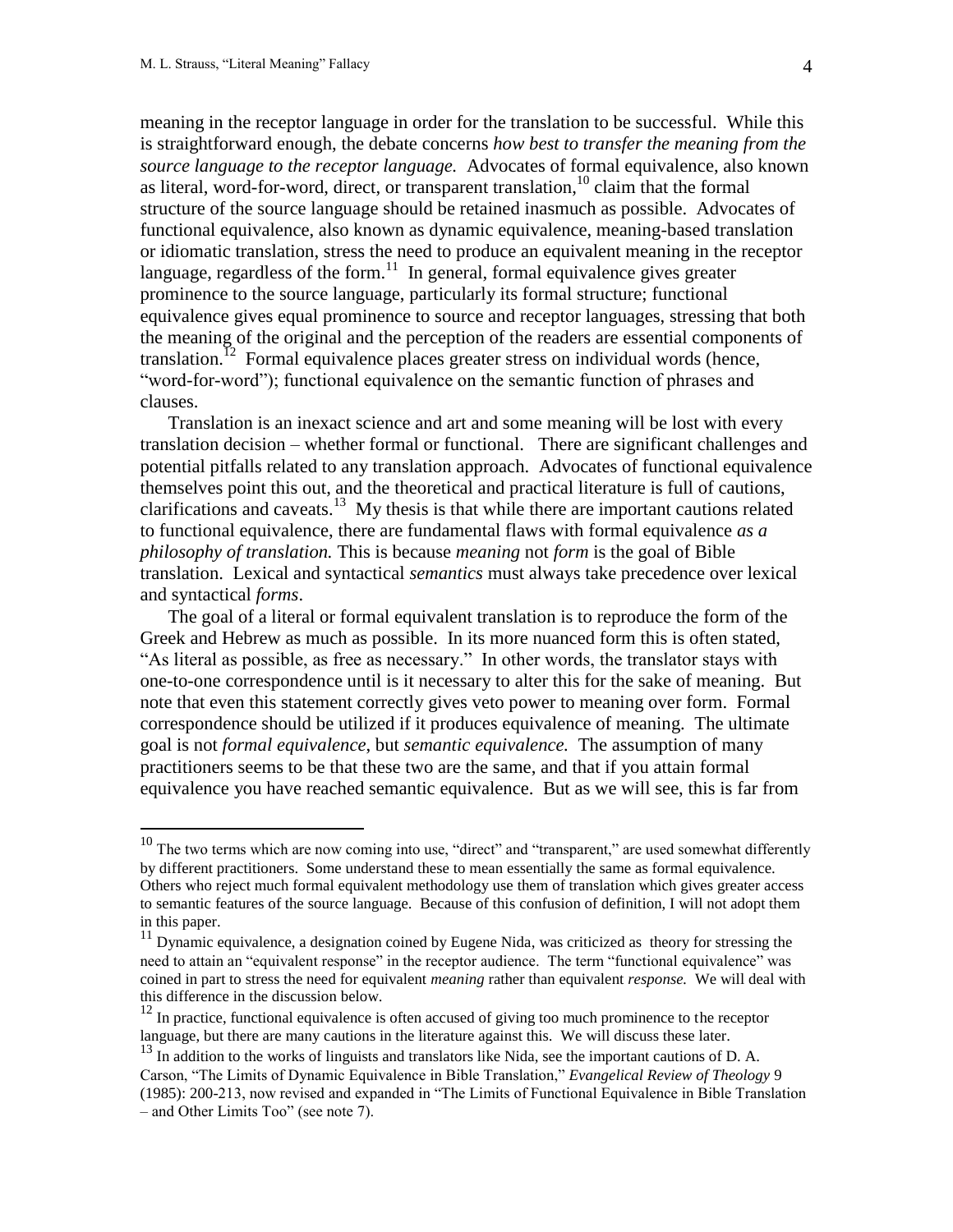meaning in the receptor language in order for the translation to be successful. While this is straightforward enough, the debate concerns *how best to transfer the meaning from the source language to the receptor language.* Advocates of formal equivalence, also known as literal, word-for-word, direct, or transparent translation,[10] claim that the formal structure of the source language should be retained inasmuch as possible. Advocates of functional equivalence, also known as dynamic equivalence, meaning-based translation or idiomatic translation, stress the need to produce an equivalent meaning in the receptor language, regardless of the form.[11] In general, formal equivalence gives greater prominence to the source language, particularly its formal structure; functional equivalence gives equal prominence to source and receptor languages, stressing that both the meaning of the original and the perception of the readers are essential components of translation.[12] Formal equivalence places greater stress on individual words (hence, "word-for-word"); functional equivalence on the semantic function of phrases and clauses.

Translation is an inexact science and art and some meaning will be lost with every translation decision – whether formal or functional. There are significant challenges and potential pitfalls related to any translation approach. Advocates of functional equivalence themselves point this out, and the theoretical and practical literature is full of cautions, clarifications and caveats.[13] My thesis is that while there are important cautions related to functional equivalence, there are fundamental flaws with formal equivalence *as a philosophy of translation.* This is because *meaning* not *form* is the goal of Bible translation. Lexical and syntactical *semantics* must always take precedence over lexical and syntactical *forms*.

The goal of a literal or formal equivalent translation is to reproduce the form of the Greek and Hebrew as much as possible. In its more nuanced form this is often stated, "As literal as possible, as free as necessary." In other words, the translator stays with one-to-one correspondence until is it necessary to alter this for the sake of meaning. But note that even this statement correctly gives veto power to meaning over form. Formal correspondence should be utilized if it produces equivalence of meaning. The ultimate goal is not *formal equivalence,* but *semantic equivalence.* The assumption of many practitioners seems to be that these two are the same, and that if you attain formal equivalence you have reached semantic equivalence. But as we will see, this is far from

---

[10] The two terms which are now coming into use, "direct" and "transparent," are used somewhat differently by different practitioners. Some understand these to mean essentially the same as formal equivalence. Others who reject much formal equivalent methodology use them of translation which gives greater access to semantic features of the source language. Because of this confusion of definition, I will not adopt them in this paper.

[11] Dynamic equivalence, a designation coined by Eugene Nida, was criticized as theory for stressing the need to attain an "equivalent response" in the receptor audience. The term "functional equivalence" was coined in part to stress the need for equivalent *meaning* rather than equivalent *response.* We will deal with this difference in the discussion below.

[12] In practice, functional equivalence is often accused of giving too much prominence to the receptor language, but there are many cautions in the literature against this. We will discuss these later.

[13] In addition to the works of linguists and translators like Nida, see the important cautions of D. A. Carson, "The Limits of Dynamic Equivalence in Bible Translation," *Evangelical Review of Theology* 9 (1985): 200-213, now revised and expanded in "The Limits of Functional Equivalence in Bible Translation – and Other Limits Too" (see note 7).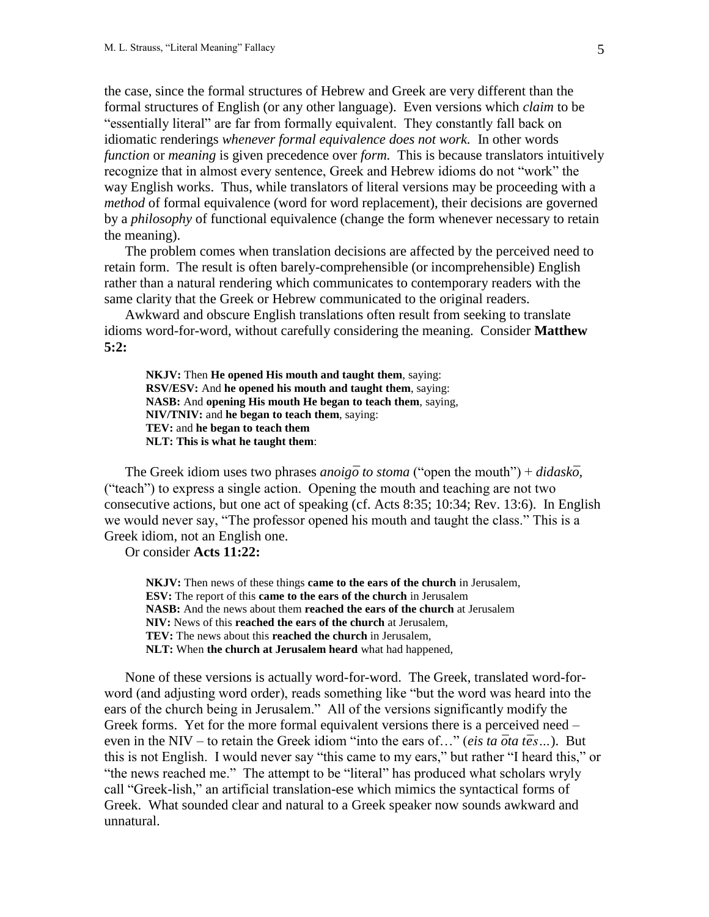the case, since the formal structures of Hebrew and Greek are very different than the formal structures of English (or any other language). Even versions which *claim* to be "essentially literal" are far from formally equivalent. They constantly fall back on idiomatic renderings *whenever formal equivalence does not work.* In other words *function* or *meaning* is given precedence over *form.* This is because translators intuitively recognize that in almost every sentence, Greek and Hebrew idioms do not "work" the way English works. Thus, while translators of literal versions may be proceeding with a *method* of formal equivalence (word for word replacement), their decisions are governed by a *philosophy* of functional equivalence (change the form whenever necessary to retain the meaning).

The problem comes when translation decisions are affected by the perceived need to retain form. The result is often barely-comprehensible (or incomprehensible) English rather than a natural rendering which communicates to contemporary readers with the same clarity that the Greek or Hebrew communicated to the original readers.

Awkward and obscure English translations often result from seeking to translate idioms word-for-word, without carefully considering the meaning. Consider **Matthew 5:2:**

> **NKJV:** Then **He opened His mouth and taught them**, saying:
> **RSV/ESV:** And **he opened his mouth and taught them**, saying:
> **NASB:** And **opening His mouth He began to teach them**, saying,
> **NIV/TNIV:** and **he began to teach them**, saying:
> **TEV:** and **he began to teach them**
> **NLT: This is what he taught them**:

The Greek idiom uses two phrases *anoigō to stoma* ("open the mouth") + *didaskō*, ("teach") to express a single action. Opening the mouth and teaching are not two consecutive actions, but one act of speaking (cf. Acts 8:35; 10:34; Rev. 13:6). In English we would never say, "The professor opened his mouth and taught the class." This is a Greek idiom, not an English one.

Or consider **Acts 11:22:**

> **NKJV:** Then news of these things **came to the ears of the church** in Jerusalem,
> **ESV:** The report of this **came to the ears of the church** in Jerusalem
> **NASB:** And the news about them **reached the ears of the church** at Jerusalem
> **NIV:** News of this **reached the ears of the church** at Jerusalem,
> **TEV:** The news about this **reached the church** in Jerusalem,
> **NLT:** When **the church at Jerusalem heard** what had happened,

None of these versions is actually word-for-word. The Greek, translated word-for-word (and adjusting word order), reads something like "but the word was heard into the ears of the church being in Jerusalem." All of the versions significantly modify the Greek forms. Yet for the more formal equivalent versions there is a perceived need – even in the NIV – to retain the Greek idiom "into the ears of…" (*eis ta ōta tēs…*). But this is not English. I would never say "this came to my ears," but rather "I heard this," or "the news reached me." The attempt to be "literal" has produced what scholars wryly call "Greek-lish," an artificial translation-ese which mimics the syntactical forms of Greek. What sounded clear and natural to a Greek speaker now sounds awkward and unnatural.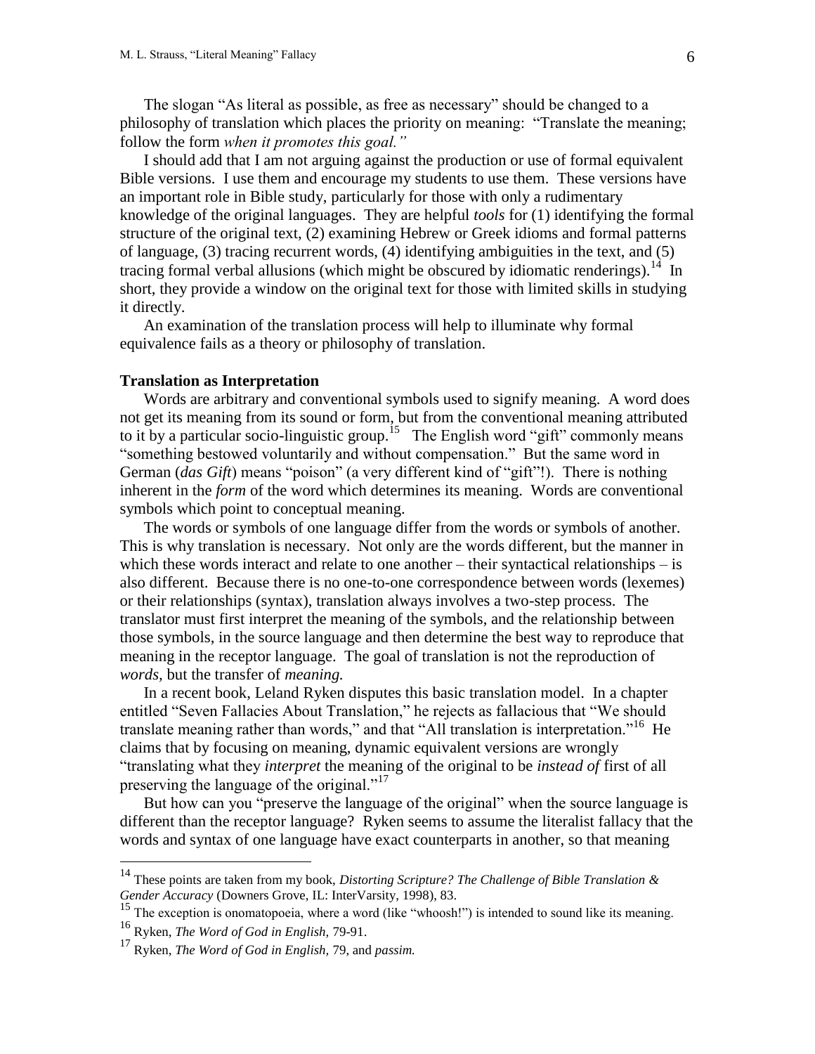The slogan "As literal as possible, as free as necessary" should be changed to a philosophy of translation which places the priority on meaning: "Translate the meaning; follow the form *when it promotes this goal."*

I should add that I am not arguing against the production or use of formal equivalent Bible versions. I use them and encourage my students to use them. These versions have an important role in Bible study, particularly for those with only a rudimentary knowledge of the original languages. They are helpful *tools* for (1) identifying the formal structure of the original text, (2) examining Hebrew or Greek idioms and formal patterns of language, (3) tracing recurrent words, (4) identifying ambiguities in the text, and (5) tracing formal verbal allusions (which might be obscured by idiomatic renderings).[14] In short, they provide a window on the original text for those with limited skills in studying it directly.

An examination of the translation process will help to illuminate why formal equivalence fails as a theory or philosophy of translation.

### Translation as Interpretation

Words are arbitrary and conventional symbols used to signify meaning. A word does not get its meaning from its sound or form, but from the conventional meaning attributed to it by a particular socio-linguistic group.[15] The English word "gift" commonly means "something bestowed voluntarily and without compensation." But the same word in German (*das Gift*) means "poison" (a very different kind of "gift"!). There is nothing inherent in the *form* of the word which determines its meaning. Words are conventional symbols which point to conceptual meaning.

The words or symbols of one language differ from the words or symbols of another. This is why translation is necessary. Not only are the words different, but the manner in which these words interact and relate to one another – their syntactical relationships – is also different. Because there is no one-to-one correspondence between words (lexemes) or their relationships (syntax), translation always involves a two-step process. The translator must first interpret the meaning of the symbols, and the relationship between those symbols, in the source language and then determine the best way to reproduce that meaning in the receptor language. The goal of translation is not the reproduction of *words,* but the transfer of *meaning.*

In a recent book, Leland Ryken disputes this basic translation model. In a chapter entitled "Seven Fallacies About Translation," he rejects as fallacious that "We should translate meaning rather than words," and that "All translation is interpretation."[16] He claims that by focusing on meaning, dynamic equivalent versions are wrongly "translating what they *interpret* the meaning of the original to be *instead of* first of all preserving the language of the original."[17]

But how can you "preserve the language of the original" when the source language is different than the receptor language? Ryken seems to assume the literalist fallacy that the words and syntax of one language have exact counterparts in another, so that meaning

---

[14] These points are taken from my book, *Distorting Scripture? The Challenge of Bible Translation & Gender Accuracy* (Downers Grove, IL: InterVarsity, 1998), 83.

[15] The exception is onomatopoeia, where a word (like "whoosh!") is intended to sound like its meaning.

[16] Ryken, *The Word of God in English,* 79-91.

[17] Ryken, *The Word of God in English,* 79, and *passim.*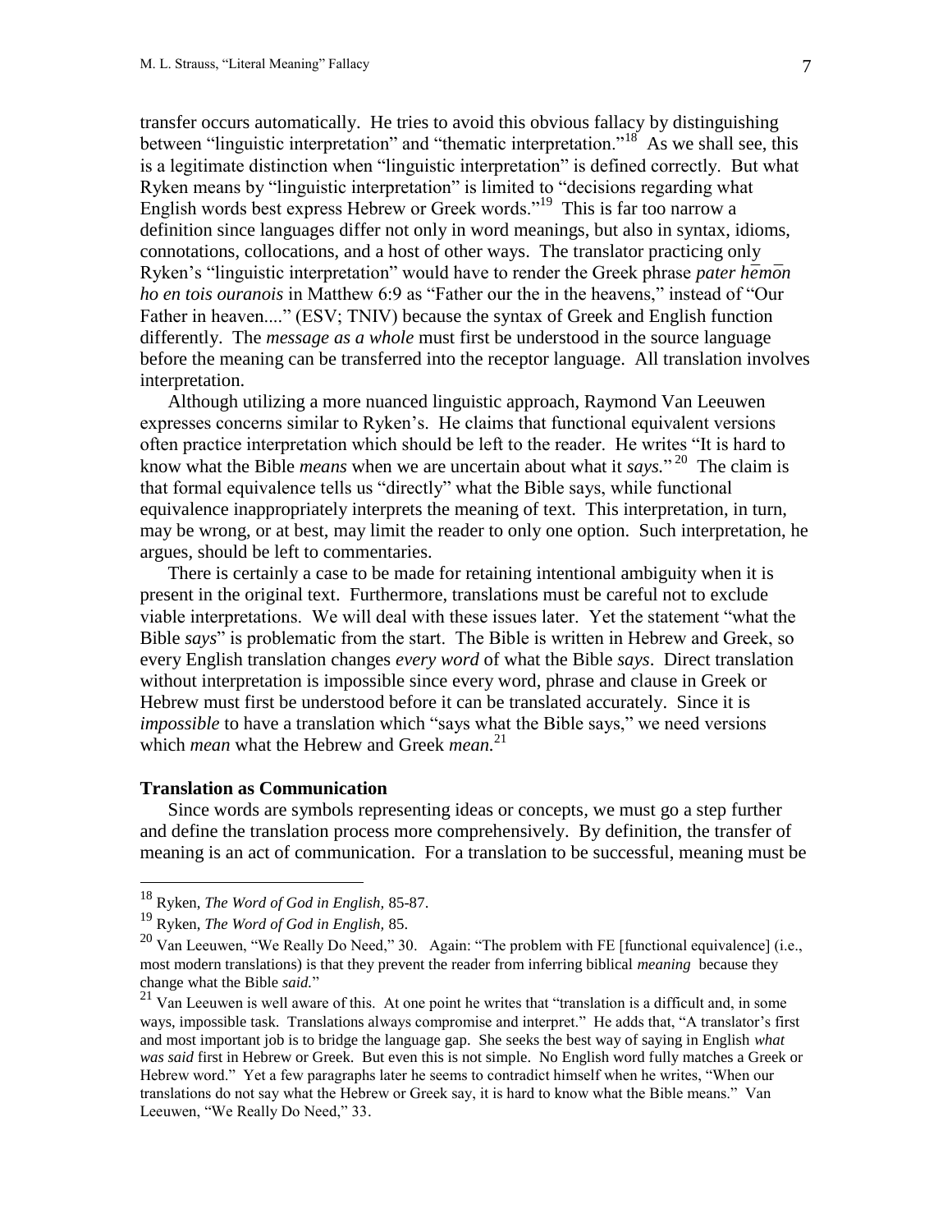transfer occurs automatically. He tries to avoid this obvious fallacy by distinguishing between "linguistic interpretation" and "thematic interpretation."[18] As we shall see, this is a legitimate distinction when "linguistic interpretation" is defined correctly. But what Ryken means by "linguistic interpretation" is limited to "decisions regarding what English words best express Hebrew or Greek words."[19] This is far too narrow a definition since languages differ not only in word meanings, but also in syntax, idioms, connotations, collocations, and a host of other ways. The translator practicing only Ryken's "linguistic interpretation" would have to render the Greek phrase *pater hēmōn ho en tois ouranois* in Matthew 6:9 as "Father our the in the heavens," instead of "Our Father in heaven...." (ESV; TNIV) because the syntax of Greek and English function differently. The *message as a whole* must first be understood in the source language before the meaning can be transferred into the receptor language. All translation involves interpretation.

Although utilizing a more nuanced linguistic approach, Raymond Van Leeuwen expresses concerns similar to Ryken's. He claims that functional equivalent versions often practice interpretation which should be left to the reader. He writes "It is hard to know what the Bible *means* when we are uncertain about what it *says*."[20] The claim is that formal equivalence tells us "directly" what the Bible says, while functional equivalence inappropriately interprets the meaning of text. This interpretation, in turn, may be wrong, or at best, may limit the reader to only one option. Such interpretation, he argues, should be left to commentaries.

There is certainly a case to be made for retaining intentional ambiguity when it is present in the original text. Furthermore, translations must be careful not to exclude viable interpretations. We will deal with these issues later. Yet the statement "what the Bible *says*" is problematic from the start. The Bible is written in Hebrew and Greek, so every English translation changes *every word* of what the Bible *says*. Direct translation without interpretation is impossible since every word, phrase and clause in Greek or Hebrew must first be understood before it can be translated accurately. Since it is *impossible* to have a translation which "says what the Bible says," we need versions which *mean* what the Hebrew and Greek *mean*.[21]

### Translation as Communication

Since words are symbols representing ideas or concepts, we must go a step further and define the translation process more comprehensively. By definition, the transfer of meaning is an act of communication. For a translation to be successful, meaning must be

---

[18] Ryken, *The Word of God in English,* 85-87.

[19] Ryken, *The Word of God in English,* 85.

[20] Van Leeuwen, "We Really Do Need," 30. Again: "The problem with FE [functional equivalence] (i.e., most modern translations) is that they prevent the reader from inferring biblical *meaning* because they change what the Bible *said.*"

[21] Van Leeuwen is well aware of this. At one point he writes that "translation is a difficult and, in some ways, impossible task. Translations always compromise and interpret." He adds that, "A translator's first and most important job is to bridge the language gap. She seeks the best way of saying in English *what was said* first in Hebrew or Greek. But even this is not simple. No English word fully matches a Greek or Hebrew word." Yet a few paragraphs later he seems to contradict himself when he writes, "When our translations do not say what the Hebrew or Greek say, it is hard to know what the Bible means." Van Leeuwen, "We Really Do Need," 33.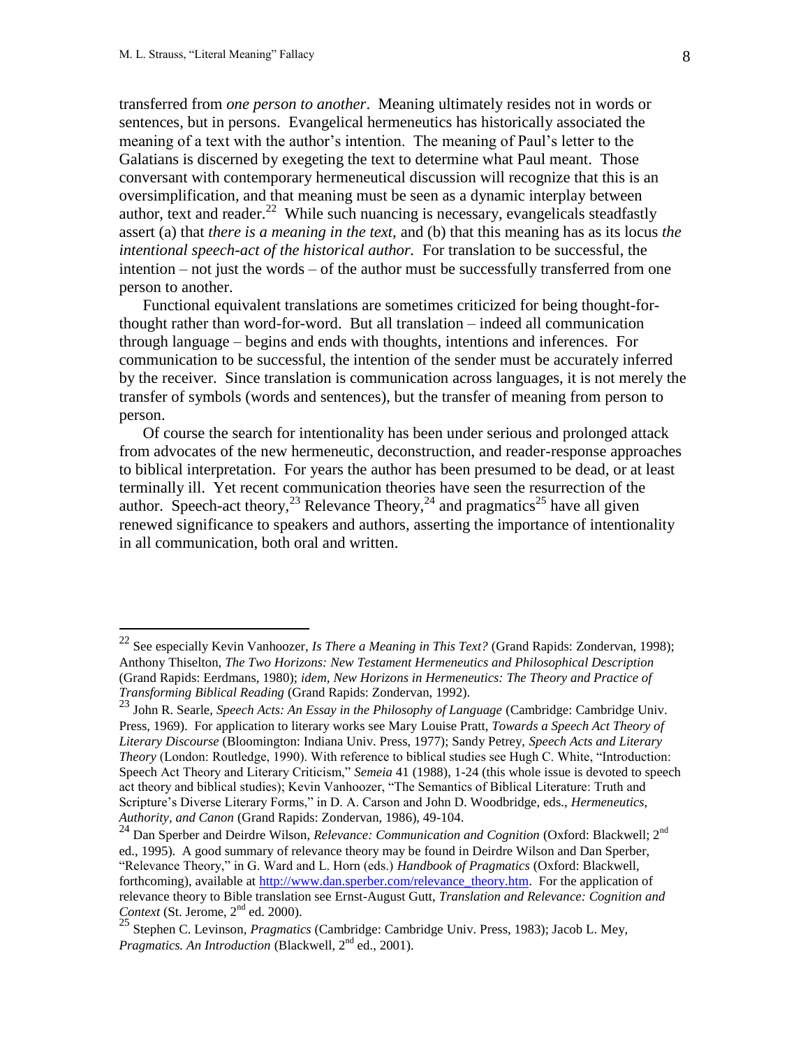transferred from *one person to another*. Meaning ultimately resides not in words or sentences, but in persons. Evangelical hermeneutics has historically associated the meaning of a text with the author's intention. The meaning of Paul's letter to the Galatians is discerned by exegeting the text to determine what Paul meant. Those conversant with contemporary hermeneutical discussion will recognize that this is an oversimplification, and that meaning must be seen as a dynamic interplay between author, text and reader.[22] While such nuancing is necessary, evangelicals steadfastly assert (a) that *there is a meaning in the text*, and (b) that this meaning has as its locus *the intentional speech-act of the historical author.* For translation to be successful, the intention – not just the words – of the author must be successfully transferred from one person to another.

Functional equivalent translations are sometimes criticized for being thought-for-thought rather than word-for-word. But all translation – indeed all communication through language – begins and ends with thoughts, intentions and inferences. For communication to be successful, the intention of the sender must be accurately inferred by the receiver. Since translation is communication across languages, it is not merely the transfer of symbols (words and sentences), but the transfer of meaning from person to person.

Of course the search for intentionality has been under serious and prolonged attack from advocates of the new hermeneutic, deconstruction, and reader-response approaches to biblical interpretation. For years the author has been presumed to be dead, or at least terminally ill. Yet recent communication theories have seen the resurrection of the author. Speech-act theory,[23] Relevance Theory,[24] and pragmatics[25] have all given renewed significance to speakers and authors, asserting the importance of intentionality in all communication, both oral and written.

---

[22] See especially Kevin Vanhoozer, *Is There a Meaning in This Text?* (Grand Rapids: Zondervan, 1998); Anthony Thiselton, *The Two Horizons: New Testament Hermeneutics and Philosophical Description* (Grand Rapids: Eerdmans, 1980); *idem, New Horizons in Hermeneutics: The Theory and Practice of Transforming Biblical Reading* (Grand Rapids: Zondervan, 1992).

[23] John R. Searle, *Speech Acts: An Essay in the Philosophy of Language* (Cambridge: Cambridge Univ. Press, 1969). For application to literary works see Mary Louise Pratt, *Towards a Speech Act Theory of Literary Discourse* (Bloomington: Indiana Univ. Press, 1977); Sandy Petrey, *Speech Acts and Literary Theory* (London: Routledge, 1990). With reference to biblical studies see Hugh C. White, "Introduction: Speech Act Theory and Literary Criticism," *Semeia* 41 (1988), 1-24 (this whole issue is devoted to speech act theory and biblical studies); Kevin Vanhoozer, "The Semantics of Biblical Literature: Truth and Scripture's Diverse Literary Forms," in D. A. Carson and John D. Woodbridge, eds., *Hermeneutics, Authority, and Canon* (Grand Rapids: Zondervan, 1986), 49-104.

[24] Dan Sperber and Deirdre Wilson, *Relevance: Communication and Cognition* (Oxford: Blackwell; 2nd ed., 1995). A good summary of relevance theory may be found in Deirdre Wilson and Dan Sperber, "Relevance Theory," in G. Ward and L. Horn (eds.) *Handbook of Pragmatics* (Oxford: Blackwell, forthcoming), available at http://www.dan.sperber.com/relevance_theory.htm. For the application of relevance theory to Bible translation see Ernst-August Gutt, *Translation and Relevance: Cognition and Context* (St. Jerome, 2nd ed. 2000).

[25] Stephen C. Levinson, *Pragmatics* (Cambridge: Cambridge Univ. Press, 1983); Jacob L. Mey, *Pragmatics. An Introduction* (Blackwell, 2nd ed., 2001).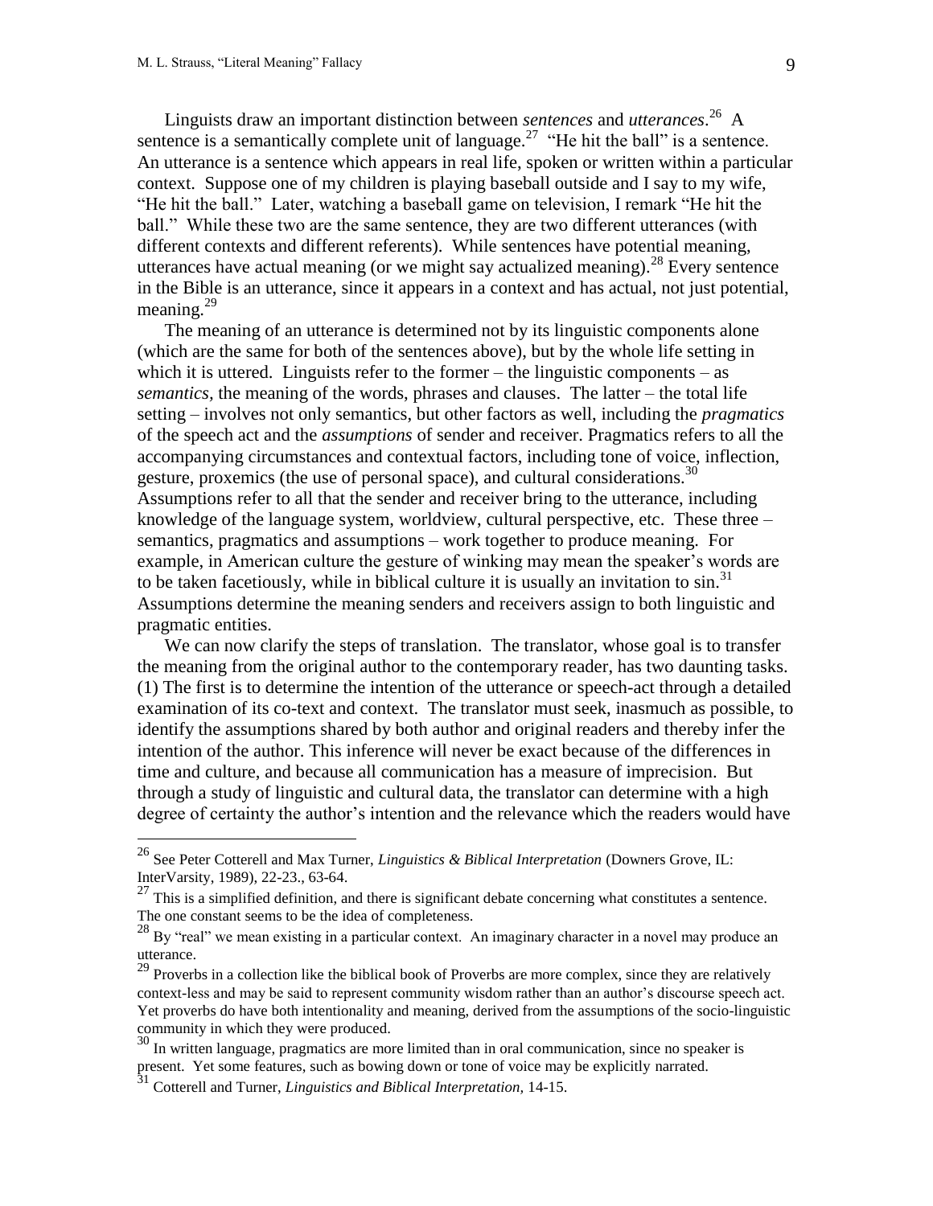Linguists draw an important distinction between *sentences* and *utterances*.[26] A sentence is a semantically complete unit of language.[27] "He hit the ball" is a sentence. An utterance is a sentence which appears in real life, spoken or written within a particular context. Suppose one of my children is playing baseball outside and I say to my wife, "He hit the ball." Later, watching a baseball game on television, I remark "He hit the ball." While these two are the same sentence, they are two different utterances (with different contexts and different referents). While sentences have potential meaning, utterances have actual meaning (or we might say actualized meaning).[28] Every sentence in the Bible is an utterance, since it appears in a context and has actual, not just potential, meaning.[29]

The meaning of an utterance is determined not by its linguistic components alone (which are the same for both of the sentences above), but by the whole life setting in which it is uttered. Linguists refer to the former – the linguistic components – as *semantics*, the meaning of the words, phrases and clauses. The latter – the total life setting – involves not only semantics, but other factors as well, including the *pragmatics* of the speech act and the *assumptions* of sender and receiver. Pragmatics refers to all the accompanying circumstances and contextual factors, including tone of voice, inflection, gesture, proxemics (the use of personal space), and cultural considerations.[30] Assumptions refer to all that the sender and receiver bring to the utterance, including knowledge of the language system, worldview, cultural perspective, etc. These three – semantics, pragmatics and assumptions – work together to produce meaning. For example, in American culture the gesture of winking may mean the speaker's words are to be taken facetiously, while in biblical culture it is usually an invitation to sin.[31] Assumptions determine the meaning senders and receivers assign to both linguistic and pragmatic entities.

We can now clarify the steps of translation. The translator, whose goal is to transfer the meaning from the original author to the contemporary reader, has two daunting tasks. (1) The first is to determine the intention of the utterance or speech-act through a detailed examination of its co-text and context. The translator must seek, inasmuch as possible, to identify the assumptions shared by both author and original readers and thereby infer the intention of the author. This inference will never be exact because of the differences in time and culture, and because all communication has a measure of imprecision. But through a study of linguistic and cultural data, the translator can determine with a high degree of certainty the author's intention and the relevance which the readers would have

---

[26] See Peter Cotterell and Max Turner, *Linguistics & Biblical Interpretation* (Downers Grove, IL: InterVarsity, 1989), 22-23., 63-64.

[27] This is a simplified definition, and there is significant debate concerning what constitutes a sentence. The one constant seems to be the idea of completeness.

[28] By "real" we mean existing in a particular context. An imaginary character in a novel may produce an utterance.

[29] Proverbs in a collection like the biblical book of Proverbs are more complex, since they are relatively context-less and may be said to represent community wisdom rather than an author's discourse speech act. Yet proverbs do have both intentionality and meaning, derived from the assumptions of the socio-linguistic community in which they were produced.

[30] In written language, pragmatics are more limited than in oral communication, since no speaker is present. Yet some features, such as bowing down or tone of voice may be explicitly narrated.

[31] Cotterell and Turner, *Linguistics and Biblical Interpretation*, 14-15.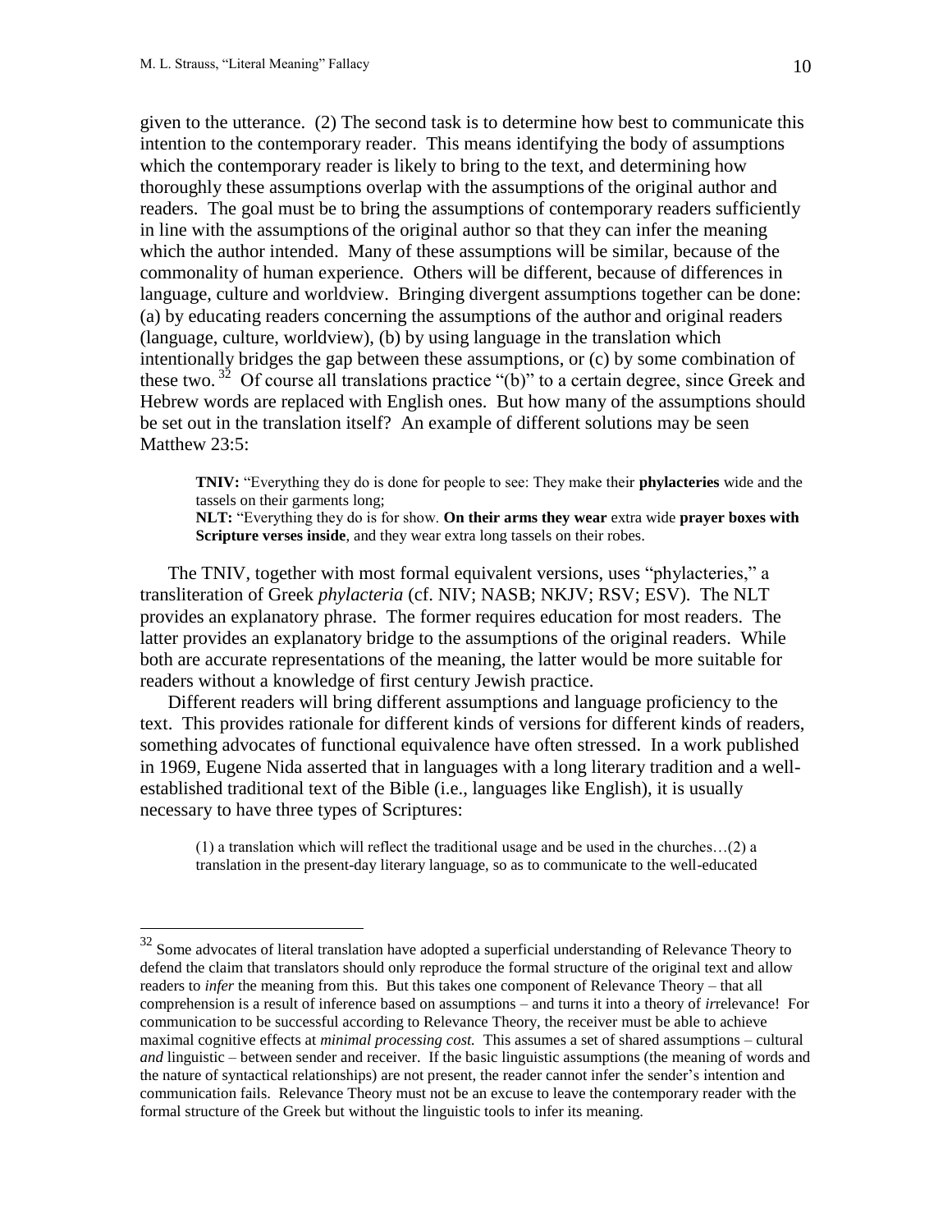given to the utterance. (2) The second task is to determine how best to communicate this intention to the contemporary reader. This means identifying the body of assumptions which the contemporary reader is likely to bring to the text, and determining how thoroughly these assumptions overlap with the assumptions of the original author and readers. The goal must be to bring the assumptions of contemporary readers sufficiently in line with the assumptions of the original author so that they can infer the meaning which the author intended. Many of these assumptions will be similar, because of the commonality of human experience. Others will be different, because of differences in language, culture and worldview. Bringing divergent assumptions together can be done: (a) by educating readers concerning the assumptions of the author and original readers (language, culture, worldview), (b) by using language in the translation which intentionally bridges the gap between these assumptions, or (c) by some combination of these two.[32] Of course all translations practice "(b)" to a certain degree, since Greek and Hebrew words are replaced with English ones. But how many of the assumptions should be set out in the translation itself? An example of different solutions may be seen Matthew 23:5:

> **TNIV:** "Everything they do is done for people to see: They make their **phylacteries** wide and the tassels on their garments long;
> **NLT:** "Everything they do is for show. **On their arms they wear** extra wide **prayer boxes with Scripture verses inside**, and they wear extra long tassels on their robes.

The TNIV, together with most formal equivalent versions, uses "phylacteries," a transliteration of Greek *phylacteria* (cf. NIV; NASB; NKJV; RSV; ESV). The NLT provides an explanatory phrase. The former requires education for most readers. The latter provides an explanatory bridge to the assumptions of the original readers. While both are accurate representations of the meaning, the latter would be more suitable for readers without a knowledge of first century Jewish practice.

Different readers will bring different assumptions and language proficiency to the text. This provides rationale for different kinds of versions for different kinds of readers, something advocates of functional equivalence have often stressed. In a work published in 1969, Eugene Nida asserted that in languages with a long literary tradition and a well-established traditional text of the Bible (i.e., languages like English), it is usually necessary to have three types of Scriptures:

> (1) a translation which will reflect the traditional usage and be used in the churches…(2) a translation in the present-day literary language, so as to communicate to the well-educated

---

[32] Some advocates of literal translation have adopted a superficial understanding of Relevance Theory to defend the claim that translators should only reproduce the formal structure of the original text and allow readers to *infer* the meaning from this. But this takes one component of Relevance Theory – that all comprehension is a result of inference based on assumptions – and turns it into a theory of *ir*relevance! For communication to be successful according to Relevance Theory, the receiver must be able to achieve maximal cognitive effects at *minimal processing cost.* This assumes a set of shared assumptions – cultural *and* linguistic – between sender and receiver. If the basic linguistic assumptions (the meaning of words and the nature of syntactical relationships) are not present, the reader cannot infer the sender's intention and communication fails. Relevance Theory must not be an excuse to leave the contemporary reader with the formal structure of the Greek but without the linguistic tools to infer its meaning.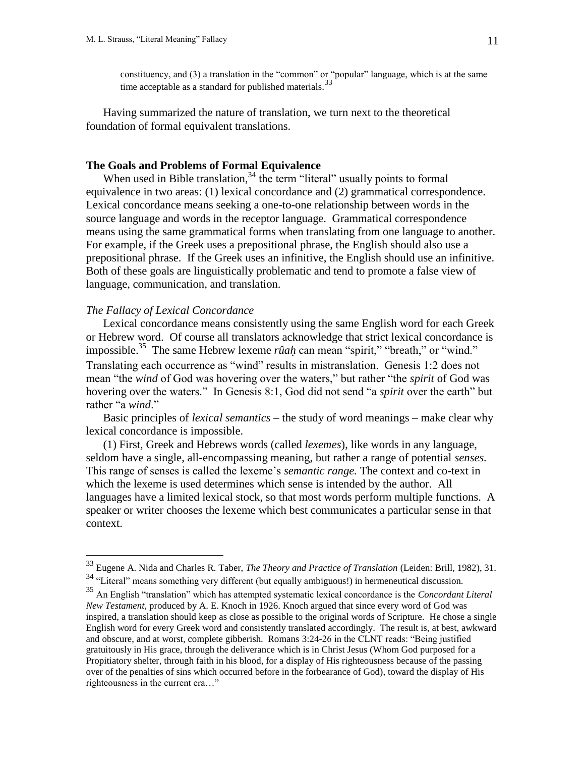constituency, and (3) a translation in the "common" or "popular" language, which is at the same time acceptable as a standard for published materials.[33]

Having summarized the nature of translation, we turn next to the theoretical foundation of formal equivalent translations.

## The Goals and Problems of Formal Equivalence

When used in Bible translation,[34] the term "literal" usually points to formal equivalence in two areas: (1) lexical concordance and (2) grammatical correspondence. Lexical concordance means seeking a one-to-one relationship between words in the source language and words in the receptor language. Grammatical correspondence means using the same grammatical forms when translating from one language to another. For example, if the Greek uses a prepositional phrase, the English should also use a prepositional phrase. If the Greek uses an infinitive, the English should use an infinitive. Both of these goals are linguistically problematic and tend to promote a false view of language, communication, and translation.

### *The Fallacy of Lexical Concordance*

Lexical concordance means consistently using the same English word for each Greek or Hebrew word. Of course all translators acknowledge that strict lexical concordance is impossible.[35] The same Hebrew lexeme *rûaḥ* can mean "spirit," "breath," or "wind." Translating each occurrence as "wind" results in mistranslation. Genesis 1:2 does not mean "the *wind* of God was hovering over the waters," but rather "the *spirit* of God was hovering over the waters." In Genesis 8:1, God did not send "a *spirit* over the earth" but rather "a *wind*."

Basic principles of *lexical semantics* – the study of word meanings – make clear why lexical concordance is impossible.

(1) First, Greek and Hebrews words (called *lexemes*), like words in any language, seldom have a single, all-encompassing meaning, but rather a range of potential *senses.* This range of senses is called the lexeme's *semantic range.* The context and co-text in which the lexeme is used determines which sense is intended by the author. All languages have a limited lexical stock, so that most words perform multiple functions. A speaker or writer chooses the lexeme which best communicates a particular sense in that context.

---

[33] Eugene A. Nida and Charles R. Taber, *The Theory and Practice of Translation* (Leiden: Brill, 1982), 31.

[34] "Literal" means something very different (but equally ambiguous!) in hermeneutical discussion.

[35] An English "translation" which has attempted systematic lexical concordance is the *Concordant Literal New Testament,* produced by A. E. Knoch in 1926. Knoch argued that since every word of God was inspired, a translation should keep as close as possible to the original words of Scripture. He chose a single English word for every Greek word and consistently translated accordingly. The result is, at best, awkward and obscure, and at worst, complete gibberish. Romans 3:24-26 in the CLNT reads: "Being justified gratuitously in His grace, through the deliverance which is in Christ Jesus (Whom God purposed for a Propitiatory shelter, through faith in his blood, for a display of His righteousness because of the passing over of the penalties of sins which occurred before in the forbearance of God), toward the display of His righteousness in the current era…"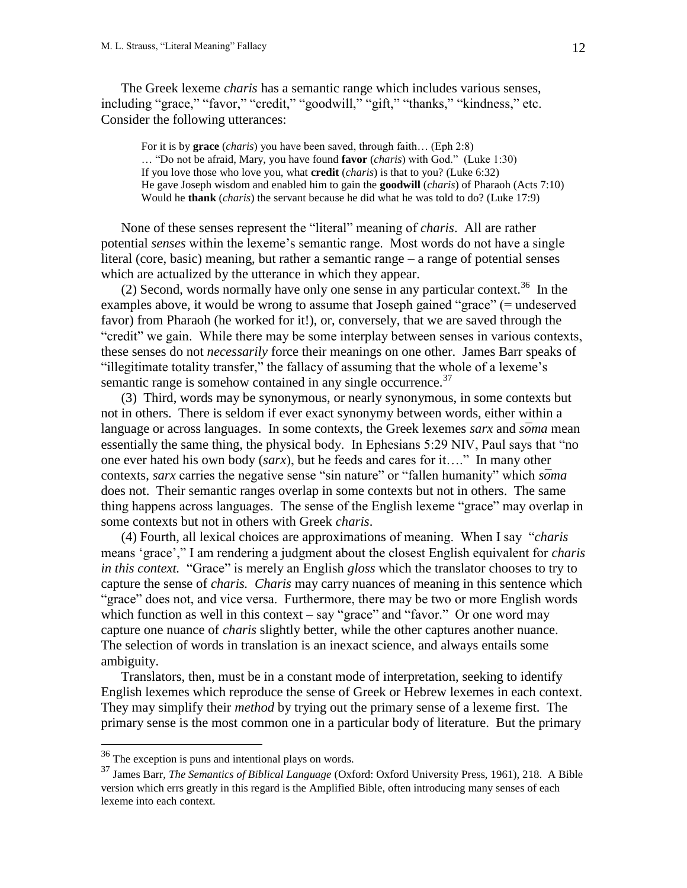The Greek lexeme *charis* has a semantic range which includes various senses, including "grace," "favor," "credit," "goodwill," "gift," "thanks," "kindness," etc. Consider the following utterances:

> For it is by **grace** (*charis*) you have been saved, through faith… (Eph 2:8)
> … "Do not be afraid, Mary, you have found **favor** (*charis*) with God." (Luke 1:30)
> If you love those who love you, what **credit** (*charis*) is that to you? (Luke 6:32)
> He gave Joseph wisdom and enabled him to gain the **goodwill** (*charis*) of Pharaoh (Acts 7:10)
> Would he **thank** (*charis*) the servant because he did what he was told to do? (Luke 17:9)

None of these senses represent the "literal" meaning of *charis*. All are rather potential *senses* within the lexeme's semantic range. Most words do not have a single literal (core, basic) meaning, but rather a semantic range – a range of potential senses which are actualized by the utterance in which they appear.

(2) Second, words normally have only one sense in any particular context.[36] In the examples above, it would be wrong to assume that Joseph gained "grace" (= undeserved favor) from Pharaoh (he worked for it!), or, conversely, that we are saved through the "credit" we gain. While there may be some interplay between senses in various contexts, these senses do not *necessarily* force their meanings on one other. James Barr speaks of "illegitimate totality transfer," the fallacy of assuming that the whole of a lexeme's semantic range is somehow contained in any single occurrence.[37]

(3) Third, words may be synonymous, or nearly synonymous, in some contexts but not in others. There is seldom if ever exact synonymy between words, either within a language or across languages. In some contexts, the Greek lexemes *sarx* and *sōma* mean essentially the same thing, the physical body. In Ephesians 5:29 NIV, Paul says that "no one ever hated his own body (*sarx*), but he feeds and cares for it…." In many other contexts, *sarx* carries the negative sense "sin nature" or "fallen humanity" which *sōma* does not. Their semantic ranges overlap in some contexts but not in others. The same thing happens across languages. The sense of the English lexeme "grace" may overlap in some contexts but not in others with Greek *charis*.

(4) Fourth, all lexical choices are approximations of meaning. When I say "*charis* means 'grace'," I am rendering a judgment about the closest English equivalent for *charis in this context.* "Grace" is merely an English *gloss* which the translator chooses to try to capture the sense of *charis. Charis* may carry nuances of meaning in this sentence which "grace" does not, and vice versa. Furthermore, there may be two or more English words which function as well in this context – say "grace" and "favor." Or one word may capture one nuance of *charis* slightly better, while the other captures another nuance. The selection of words in translation is an inexact science, and always entails some ambiguity.

Translators, then, must be in a constant mode of interpretation, seeking to identify English lexemes which reproduce the sense of Greek or Hebrew lexemes in each context. They may simplify their *method* by trying out the primary sense of a lexeme first. The primary sense is the most common one in a particular body of literature. But the primary

---

[36] The exception is puns and intentional plays on words.

[37] James Barr, *The Semantics of Biblical Language* (Oxford: Oxford University Press, 1961), 218. A Bible version which errs greatly in this regard is the Amplified Bible, often introducing many senses of each lexeme into each context.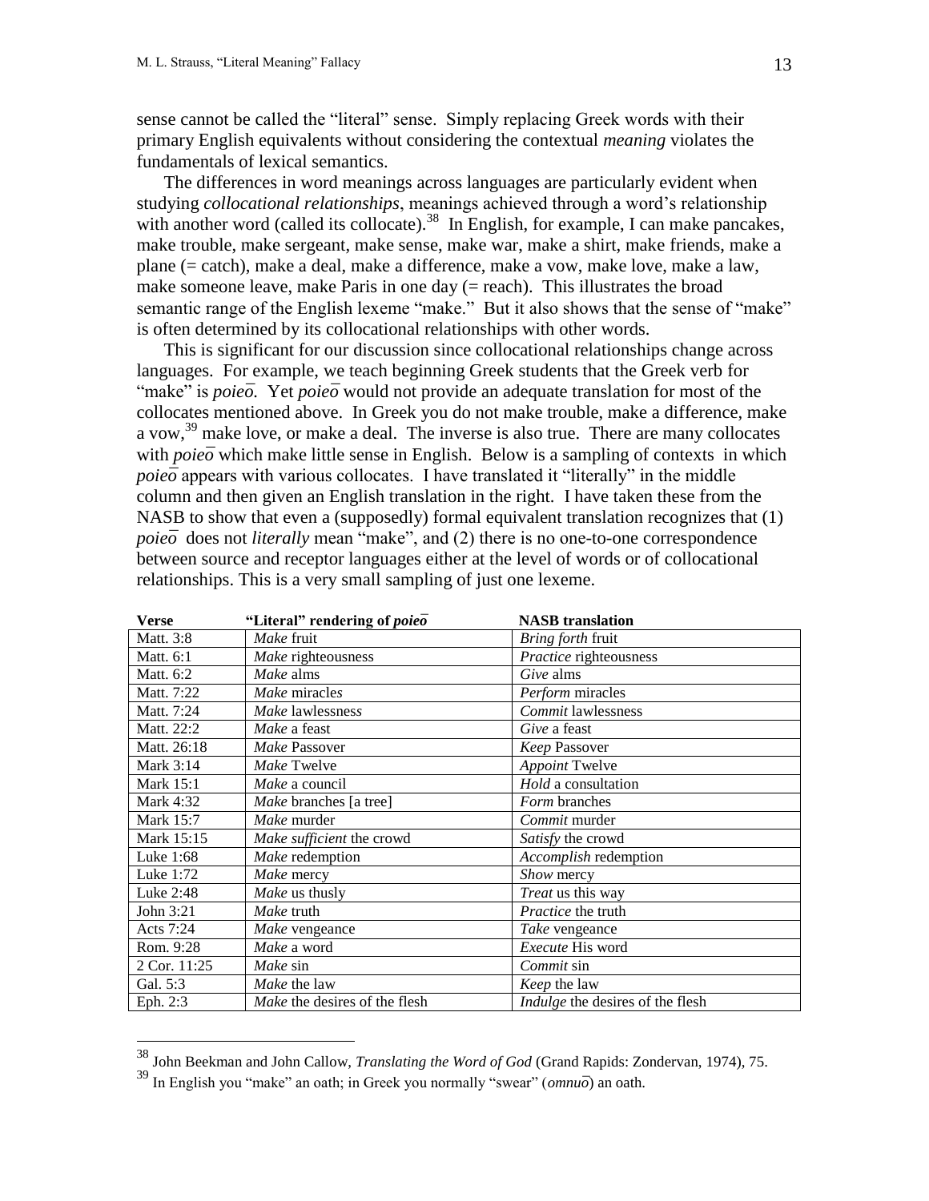sense cannot be called the "literal" sense. Simply replacing Greek words with their primary English equivalents without considering the contextual *meaning* violates the fundamentals of lexical semantics.

The differences in word meanings across languages are particularly evident when studying *collocational relationships*, meanings achieved through a word's relationship with another word (called its collocate).[38] In English, for example, I can make pancakes, make trouble, make sergeant, make sense, make war, make a shirt, make friends, make a plane (= catch), make a deal, make a difference, make a vow, make love, make a law, make someone leave, make Paris in one day (= reach). This illustrates the broad semantic range of the English lexeme "make." But it also shows that the sense of "make" is often determined by its collocational relationships with other words.

This is significant for our discussion since collocational relationships change across languages. For example, we teach beginning Greek students that the Greek verb for "make" is *poieō.* Yet *poieō* would not provide an adequate translation for most of the collocates mentioned above. In Greek you do not make trouble, make a difference, make a vow,[39] make love, or make a deal. The inverse is also true. There are many collocates with *poieō* which make little sense in English. Below is a sampling of contexts in which *poieō* appears with various collocates. I have translated it "literally" in the middle column and then given an English translation in the right. I have taken these from the NASB to show that even a (supposedly) formal equivalent translation recognizes that (1) *poieō* does not *literally* mean "make", and (2) there is no one-to-one correspondence between source and receptor languages either at the level of words or of collocational relationships. This is a very small sampling of just one lexeme.

| Verse | "Literal" rendering of *poieō* | NASB translation |
|---|---|---|
| Matt. 3:8 | *Make* fruit | *Bring forth* fruit |
| Matt. 6:1 | *Make* righteousness | *Practice* righteousness |
| Matt. 6:2 | *Make* alms | *Give* alms |
| Matt. 7:22 | *Make* miracles | *Perform* miracles |
| Matt. 7:24 | *Make* lawlessness | *Commit* lawlessness |
| Matt. 22:2 | *Make* a feast | *Give* a feast |
| Matt. 26:18 | *Make* Passover | *Keep* Passover |
| Mark 3:14 | *Make* Twelve | *Appoint* Twelve |
| Mark 15:1 | *Make* a council | *Hold* a consultation |
| Mark 4:32 | *Make* branches [a tree] | *Form* branches |
| Mark 15:7 | *Make* murder | *Commit* murder |
| Mark 15:15 | *Make sufficient* the crowd | *Satisfy* the crowd |
| Luke 1:68 | *Make* redemption | *Accomplish* redemption |
| Luke 1:72 | *Make* mercy | *Show* mercy |
| Luke 2:48 | *Make* us thusly | *Treat* us this way |
| John 3:21 | *Make* truth | *Practice* the truth |
| Acts 7:24 | *Make* vengeance | *Take* vengeance |
| Rom. 9:28 | *Make* a word | *Execute* His word |
| 2 Cor. 11:25 | *Make* sin | *Commit* sin |
| Gal. 5:3 | *Make* the law | *Keep* the law |
| Eph. 2:3 | *Make* the desires of the flesh | *Indulge* the desires of the flesh |

[38] John Beekman and John Callow, *Translating the Word of God* (Grand Rapids: Zondervan, 1974), 75.

[39] In English you "make" an oath; in Greek you normally "swear" (*omnuō*) an oath.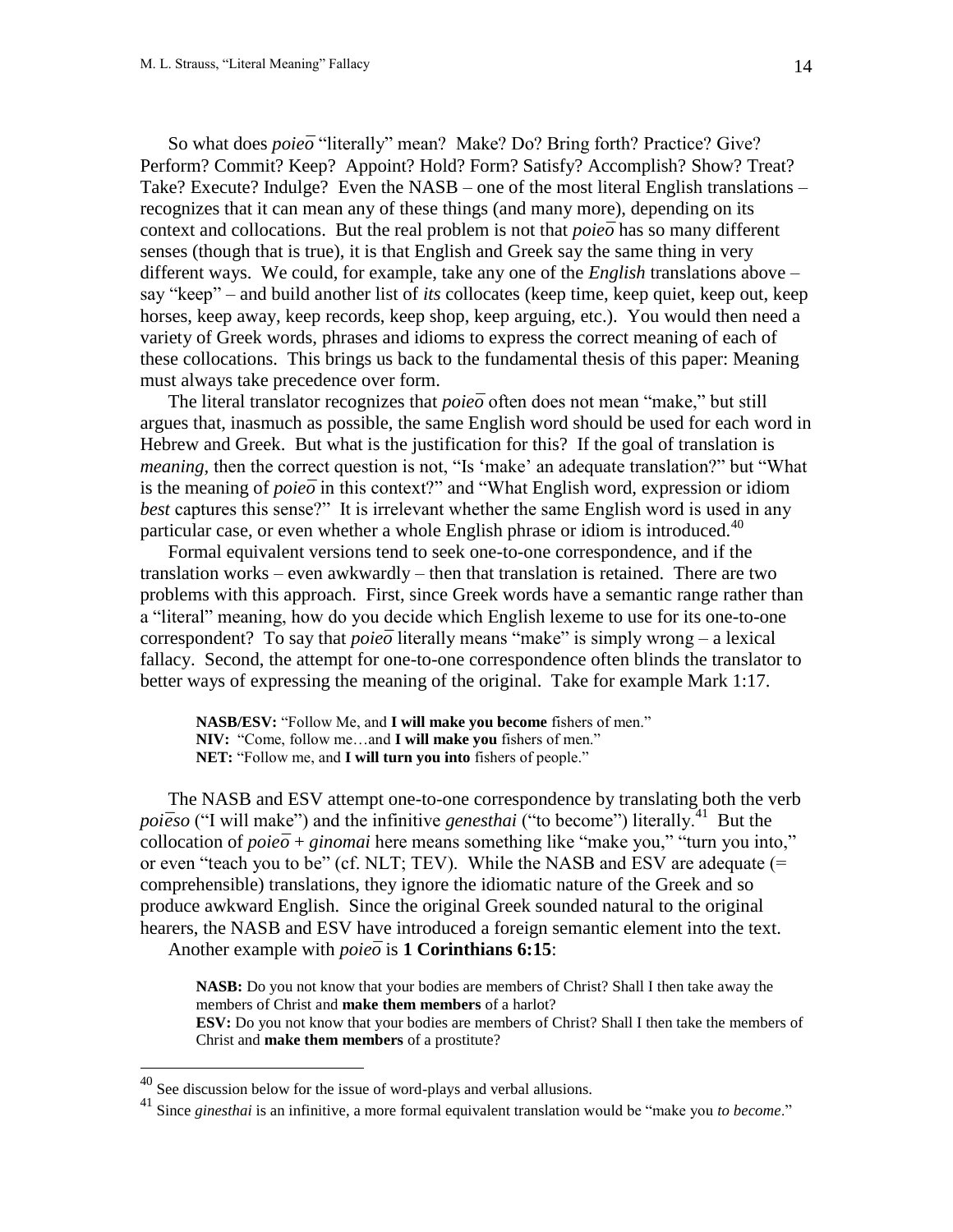So what does *poieō* "literally" mean? Make? Do? Bring forth? Practice? Give? Perform? Commit? Keep? Appoint? Hold? Form? Satisfy? Accomplish? Show? Treat? Take? Execute? Indulge? Even the NASB – one of the most literal English translations – recognizes that it can mean any of these things (and many more), depending on its context and collocations. But the real problem is not that *poieō* has so many different senses (though that is true), it is that English and Greek say the same thing in very different ways. We could, for example, take any one of the *English* translations above – say "keep" – and build another list of *its* collocates (keep time, keep quiet, keep out, keep horses, keep away, keep records, keep shop, keep arguing, etc.). You would then need a variety of Greek words, phrases and idioms to express the correct meaning of each of these collocations. This brings us back to the fundamental thesis of this paper: Meaning must always take precedence over form.

The literal translator recognizes that *poieō* often does not mean "make," but still argues that, inasmuch as possible, the same English word should be used for each word in Hebrew and Greek. But what is the justification for this? If the goal of translation is *meaning*, then the correct question is not, "Is 'make' an adequate translation?" but "What is the meaning of *poieō* in this context?" and "What English word, expression or idiom *best* captures this sense?" It is irrelevant whether the same English word is used in any particular case, or even whether a whole English phrase or idiom is introduced.[40]

Formal equivalent versions tend to seek one-to-one correspondence, and if the translation works – even awkwardly – then that translation is retained. There are two problems with this approach. First, since Greek words have a semantic range rather than a "literal" meaning, how do you decide which English lexeme to use for its one-to-one correspondent? To say that *poieō* literally means "make" is simply wrong – a lexical fallacy. Second, the attempt for one-to-one correspondence often blinds the translator to better ways of expressing the meaning of the original. Take for example Mark 1:17.

> **NASB/ESV:** "Follow Me, and **I will make you become** fishers of men."
> **NIV:** "Come, follow me…and **I will make you** fishers of men."
> **NET:** "Follow me, and **I will turn you into** fishers of people."

The NASB and ESV attempt one-to-one correspondence by translating both the verb *poiēso* ("I will make") and the infinitive *genesthai* ("to become") literally.[41] But the collocation of *poieō* + *ginomai* here means something like "make you," "turn you into," or even "teach you to be" (cf. NLT; TEV). While the NASB and ESV are adequate (= comprehensible) translations, they ignore the idiomatic nature of the Greek and so produce awkward English. Since the original Greek sounded natural to the original hearers, the NASB and ESV have introduced a foreign semantic element into the text.

Another example with *poieō* is **1 Corinthians 6:15**:

> **NASB:** Do you not know that your bodies are members of Christ? Shall I then take away the members of Christ and **make them members** of a harlot?
> **ESV:** Do you not know that your bodies are members of Christ? Shall I then take the members of Christ and **make them members** of a prostitute?

---

[40] See discussion below for the issue of word-plays and verbal allusions.

[41] Since *ginesthai* is an infinitive, a more formal equivalent translation would be "make you *to become*."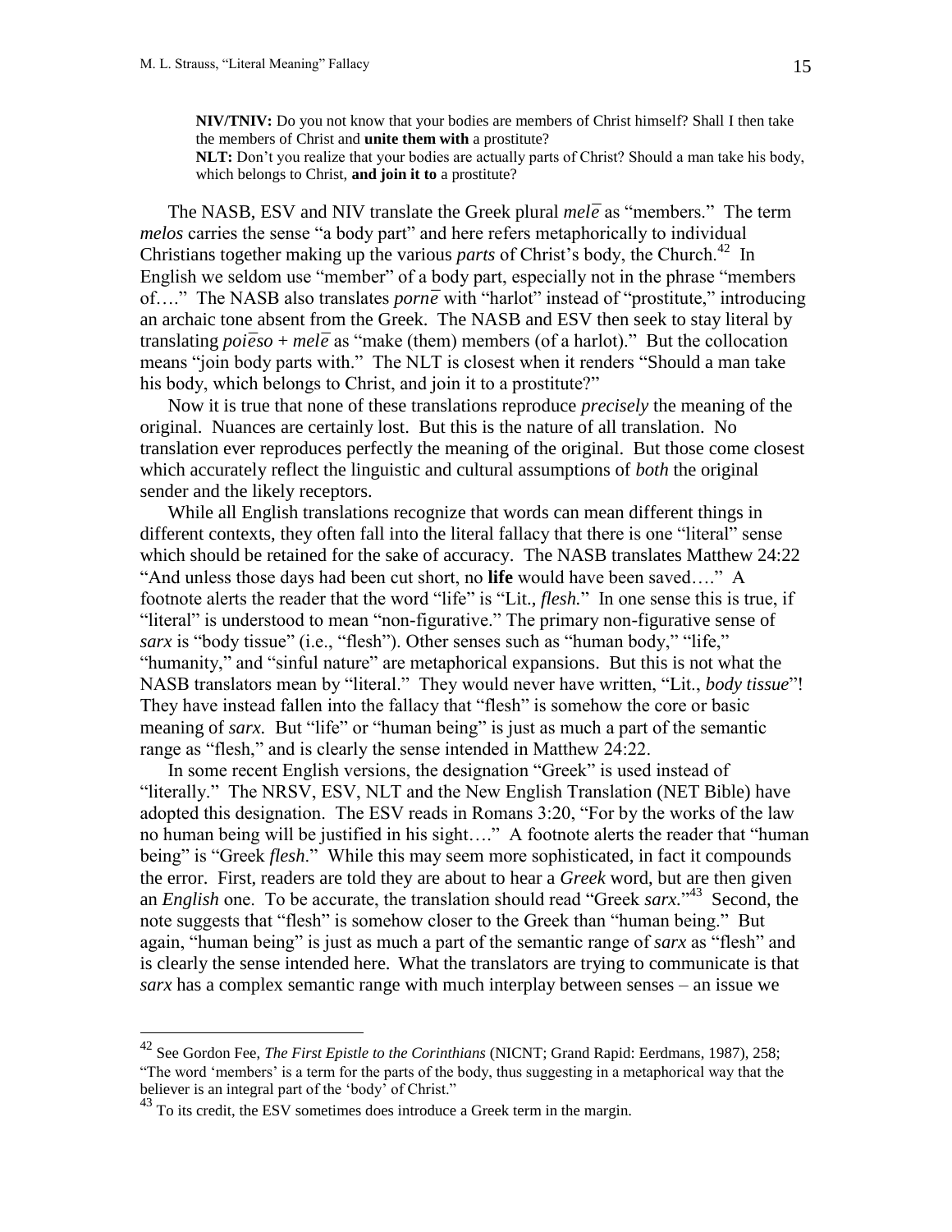**NIV/TNIV:** Do you not know that your bodies are members of Christ himself? Shall I then take the members of Christ and **unite them with** a prostitute?
**NLT:** Don't you realize that your bodies are actually parts of Christ? Should a man take his body, which belongs to Christ, **and join it to** a prostitute?

The NASB, ESV and NIV translate the Greek plural *melē* as "members." The term *melos* carries the sense "a body part" and here refers metaphorically to individual Christians together making up the various *parts* of Christ's body, the Church.[42] In English we seldom use "member" of a body part, especially not in the phrase "members of…." The NASB also translates *pornē* with "harlot" instead of "prostitute," introducing an archaic tone absent from the Greek. The NASB and ESV then seek to stay literal by translating *poiēso* + *melē* as "make (them) members (of a harlot)." But the collocation means "join body parts with." The NLT is closest when it renders "Should a man take his body, which belongs to Christ, and join it to a prostitute?"

Now it is true that none of these translations reproduce *precisely* the meaning of the original. Nuances are certainly lost. But this is the nature of all translation. No translation ever reproduces perfectly the meaning of the original. But those come closest which accurately reflect the linguistic and cultural assumptions of *both* the original sender and the likely receptors.

While all English translations recognize that words can mean different things in different contexts, they often fall into the literal fallacy that there is one "literal" sense which should be retained for the sake of accuracy. The NASB translates Matthew 24:22 "And unless those days had been cut short, no **life** would have been saved…." A footnote alerts the reader that the word "life" is "Lit., *flesh.*" In one sense this is true, if "literal" is understood to mean "non-figurative." The primary non-figurative sense of *sarx* is "body tissue" (i.e., "flesh"). Other senses such as "human body," "life," "humanity," and "sinful nature" are metaphorical expansions. But this is not what the NASB translators mean by "literal." They would never have written, "Lit., *body tissue*"! They have instead fallen into the fallacy that "flesh" is somehow the core or basic meaning of *sarx.* But "life" or "human being" is just as much a part of the semantic range as "flesh," and is clearly the sense intended in Matthew 24:22.

In some recent English versions, the designation "Greek" is used instead of "literally." The NRSV, ESV, NLT and the New English Translation (NET Bible) have adopted this designation. The ESV reads in Romans 3:20, "For by the works of the law no human being will be justified in his sight…." A footnote alerts the reader that "human being" is "Greek *flesh*." While this may seem more sophisticated, in fact it compounds the error. First, readers are told they are about to hear a *Greek* word, but are then given an *English* one. To be accurate, the translation should read "Greek *sarx.*"[43] Second, the note suggests that "flesh" is somehow closer to the Greek than "human being." But again, "human being" is just as much a part of the semantic range of *sarx* as "flesh" and is clearly the sense intended here. What the translators are trying to communicate is that *sarx* has a complex semantic range with much interplay between senses – an issue we

---

[42] See Gordon Fee, *The First Epistle to the Corinthians* (NICNT; Grand Rapid: Eerdmans, 1987), 258; "The word 'members' is a term for the parts of the body, thus suggesting in a metaphorical way that the believer is an integral part of the 'body' of Christ."

[43] To its credit, the ESV sometimes does introduce a Greek term in the margin.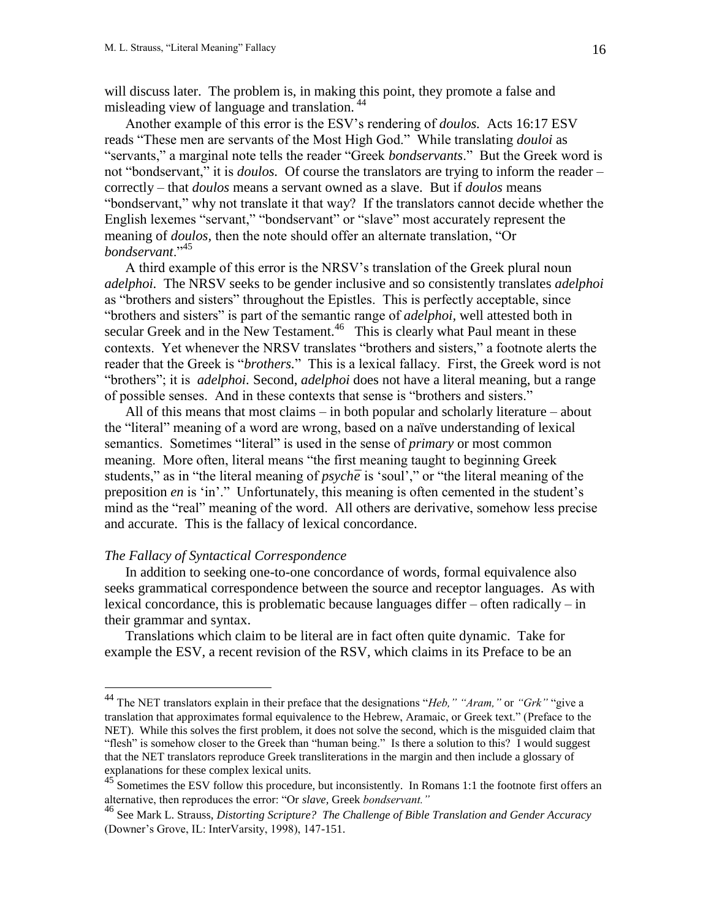will discuss later. The problem is, in making this point, they promote a false and misleading view of language and translation.[44]

Another example of this error is the ESV's rendering of *doulos.* Acts 16:17 ESV reads "These men are servants of the Most High God." While translating *douloi* as "servants," a marginal note tells the reader "Greek *bondservants*." But the Greek word is not "bondservant," it is *doulos.* Of course the translators are trying to inform the reader – correctly – that *doulos* means a servant owned as a slave. But if *doulos* means "bondservant," why not translate it that way? If the translators cannot decide whether the English lexemes "servant," "bondservant" or "slave" most accurately represent the meaning of *doulos,* then the note should offer an alternate translation, "Or *bondservant*."[45]

A third example of this error is the NRSV's translation of the Greek plural noun *adelphoi.* The NRSV seeks to be gender inclusive and so consistently translates *adelphoi* as "brothers and sisters" throughout the Epistles. This is perfectly acceptable, since "brothers and sisters" is part of the semantic range of *adelphoi*, well attested both in secular Greek and in the New Testament.[46] This is clearly what Paul meant in these contexts. Yet whenever the NRSV translates "brothers and sisters," a footnote alerts the reader that the Greek is "*brothers.*" This is a lexical fallacy. First, the Greek word is not "brothers"; it is *adelphoi*. Second, *adelphoi* does not have a literal meaning, but a range of possible senses. And in these contexts that sense is "brothers and sisters."

All of this means that most claims – in both popular and scholarly literature – about the "literal" meaning of a word are wrong, based on a naïve understanding of lexical semantics. Sometimes "literal" is used in the sense of *primary* or most common meaning. More often, literal means "the first meaning taught to beginning Greek students," as in "the literal meaning of *psychē* is 'soul'," or "the literal meaning of the preposition *en* is 'in'." Unfortunately, this meaning is often cemented in the student's mind as the "real" meaning of the word. All others are derivative, somehow less precise and accurate. This is the fallacy of lexical concordance.

### *The Fallacy of Syntactical Correspondence*

In addition to seeking one-to-one concordance of words, formal equivalence also seeks grammatical correspondence between the source and receptor languages. As with lexical concordance, this is problematic because languages differ – often radically – in their grammar and syntax.

Translations which claim to be literal are in fact often quite dynamic. Take for example the ESV, a recent revision of the RSV, which claims in its Preface to be an

---

[44] The NET translators explain in their preface that the designations "*Heb," "Aram,"* or *"Grk"* "give a translation that approximates formal equivalence to the Hebrew, Aramaic, or Greek text." (Preface to the NET). While this solves the first problem, it does not solve the second, which is the misguided claim that "flesh" is somehow closer to the Greek than "human being." Is there a solution to this? I would suggest that the NET translators reproduce Greek transliterations in the margin and then include a glossary of explanations for these complex lexical units.

[45] Sometimes the ESV follow this procedure, but inconsistently. In Romans 1:1 the footnote first offers an alternative, then reproduces the error: "Or *slave,* Greek *bondservant."*

[46] See Mark L. Strauss, *Distorting Scripture? The Challenge of Bible Translation and Gender Accuracy* (Downer's Grove, IL: InterVarsity, 1998), 147-151.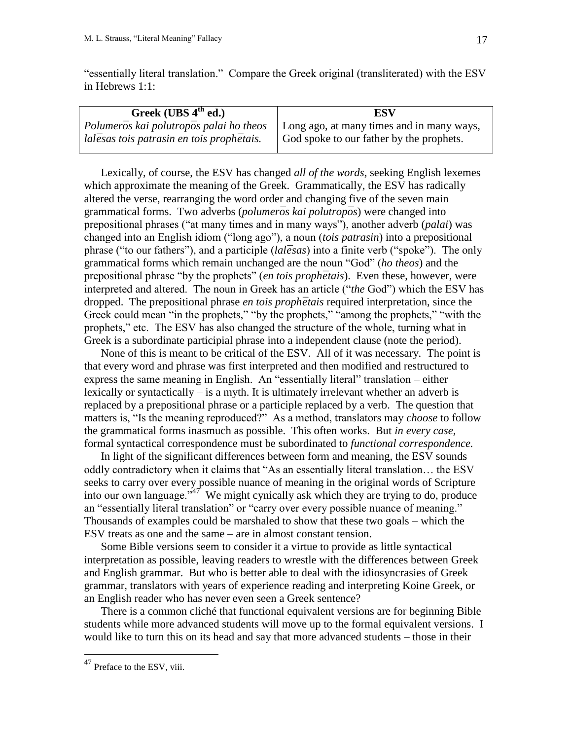"essentially literal translation." Compare the Greek original (transliterated) with the ESV in Hebrews 1:1:

| Greek (UBS 4th ed.) | ESV |
|---|---|
| *Polumerōs kai polutropōs palai ho theos lalēsas tois patrasin en tois prophētais.* | Long ago, at many times and in many ways, God spoke to our father by the prophets. |

Lexically, of course, the ESV has changed *all of the words*, seeking English lexemes which approximate the meaning of the Greek. Grammatically, the ESV has radically altered the verse, rearranging the word order and changing five of the seven main grammatical forms. Two adverbs (*polumerōs kai polutropōs*) were changed into prepositional phrases ("at many times and in many ways"), another adverb (*palai*) was changed into an English idiom ("long ago"), a noun (*tois patrasin*) into a prepositional phrase ("to our fathers"), and a participle (*lalēsas*) into a finite verb ("spoke"). The only grammatical forms which remain unchanged are the noun "God" (*ho theos*) and the prepositional phrase "by the prophets" (*en tois prophētais*). Even these, however, were interpreted and altered. The noun in Greek has an article ("*the* God") which the ESV has dropped. The prepositional phrase *en tois prophētais* required interpretation, since the Greek could mean "in the prophets," "by the prophets," "among the prophets," "with the prophets," etc. The ESV has also changed the structure of the whole, turning what in Greek is a subordinate participial phrase into a independent clause (note the period).

None of this is meant to be critical of the ESV. All of it was necessary. The point is that every word and phrase was first interpreted and then modified and restructured to express the same meaning in English. An "essentially literal" translation – either lexically or syntactically – is a myth. It is ultimately irrelevant whether an adverb is replaced by a prepositional phrase or a participle replaced by a verb. The question that matters is, "Is the meaning reproduced?" As a method, translators may *choose* to follow the grammatical forms inasmuch as possible. This often works. But *in every case*, formal syntactical correspondence must be subordinated to *functional correspondence.*

In light of the significant differences between form and meaning, the ESV sounds oddly contradictory when it claims that "As an essentially literal translation… the ESV seeks to carry over every possible nuance of meaning in the original words of Scripture into our own language."[47] We might cynically ask which they are trying to do, produce an "essentially literal translation" or "carry over every possible nuance of meaning." Thousands of examples could be marshaled to show that these two goals – which the ESV treats as one and the same – are in almost constant tension.

Some Bible versions seem to consider it a virtue to provide as little syntactical interpretation as possible, leaving readers to wrestle with the differences between Greek and English grammar. But who is better able to deal with the idiosyncrasies of Greek grammar, translators with years of experience reading and interpreting Koine Greek, or an English reader who has never even seen a Greek sentence?

There is a common cliché that functional equivalent versions are for beginning Bible students while more advanced students will move up to the formal equivalent versions. I would like to turn this on its head and say that more advanced students – those in their

---

[47] Preface to the ESV, viii.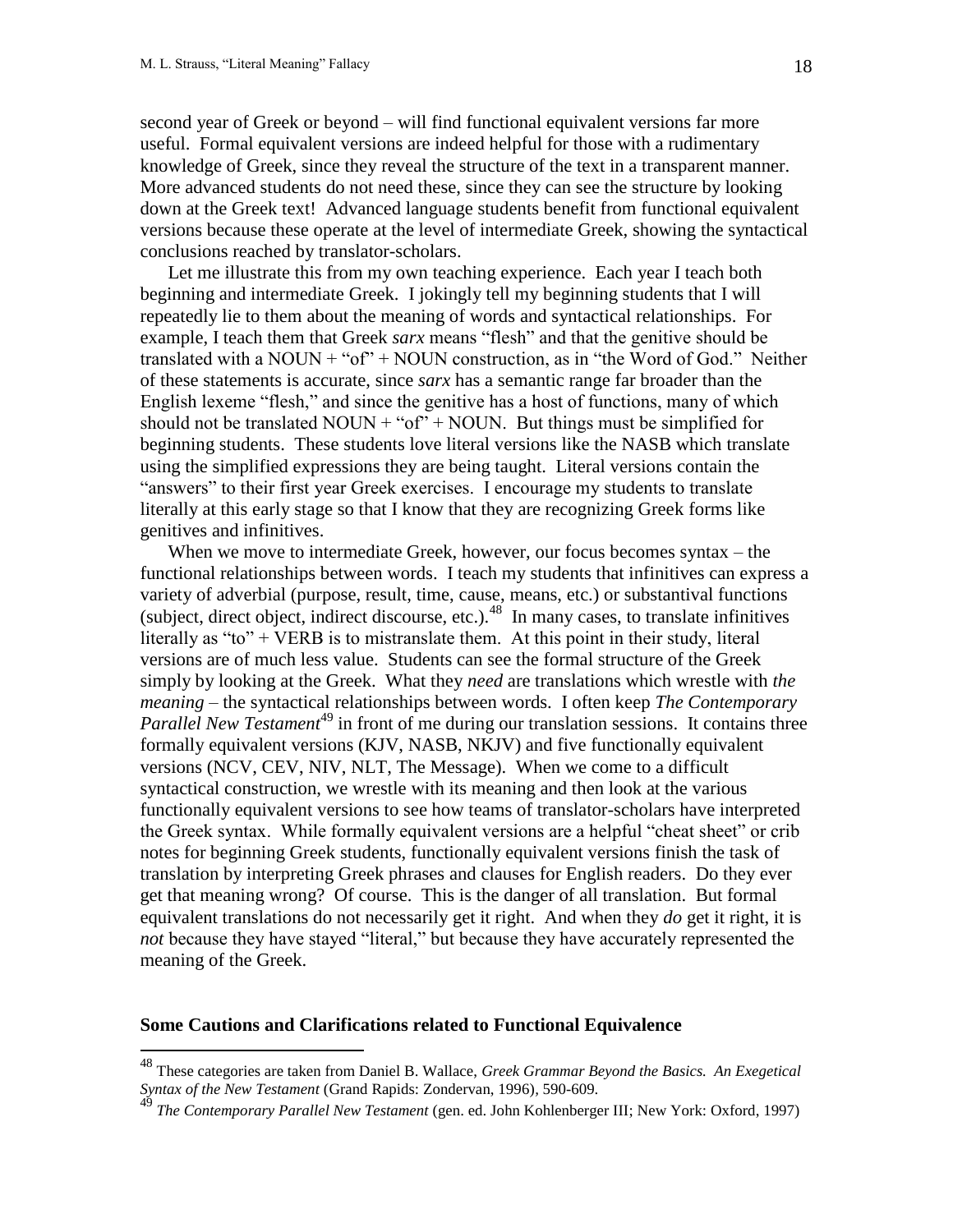second year of Greek or beyond – will find functional equivalent versions far more useful. Formal equivalent versions are indeed helpful for those with a rudimentary knowledge of Greek, since they reveal the structure of the text in a transparent manner. More advanced students do not need these, since they can see the structure by looking down at the Greek text! Advanced language students benefit from functional equivalent versions because these operate at the level of intermediate Greek, showing the syntactical conclusions reached by translator-scholars.

Let me illustrate this from my own teaching experience. Each year I teach both beginning and intermediate Greek. I jokingly tell my beginning students that I will repeatedly lie to them about the meaning of words and syntactical relationships. For example, I teach them that Greek *sarx* means "flesh" and that the genitive should be translated with a NOUN + "of" + NOUN construction, as in "the Word of God." Neither of these statements is accurate, since *sarx* has a semantic range far broader than the English lexeme "flesh," and since the genitive has a host of functions, many of which should not be translated NOUN + "of" + NOUN. But things must be simplified for beginning students. These students love literal versions like the NASB which translate using the simplified expressions they are being taught. Literal versions contain the "answers" to their first year Greek exercises. I encourage my students to translate literally at this early stage so that I know that they are recognizing Greek forms like genitives and infinitives.

When we move to intermediate Greek, however, our focus becomes syntax – the functional relationships between words. I teach my students that infinitives can express a variety of adverbial (purpose, result, time, cause, means, etc.) or substantival functions (subject, direct object, indirect discourse, etc.).[48] In many cases, to translate infinitives literally as "to" + VERB is to mistranslate them. At this point in their study, literal versions are of much less value. Students can see the formal structure of the Greek simply by looking at the Greek. What they *need* are translations which wrestle with *the meaning* – the syntactical relationships between words. I often keep *The Contemporary Parallel New Testament*[49] in front of me during our translation sessions. It contains three formally equivalent versions (KJV, NASB, NKJV) and five functionally equivalent versions (NCV, CEV, NIV, NLT, The Message). When we come to a difficult syntactical construction, we wrestle with its meaning and then look at the various functionally equivalent versions to see how teams of translator-scholars have interpreted the Greek syntax. While formally equivalent versions are a helpful "cheat sheet" or crib notes for beginning Greek students, functionally equivalent versions finish the task of translation by interpreting Greek phrases and clauses for English readers. Do they ever get that meaning wrong? Of course. This is the danger of all translation. But formal equivalent translations do not necessarily get it right. And when they *do* get it right, it is *not* because they have stayed "literal," but because they have accurately represented the meaning of the Greek.

## Some Cautions and Clarifications related to Functional Equivalence

---

[48] These categories are taken from Daniel B. Wallace, *Greek Grammar Beyond the Basics. An Exegetical Syntax of the New Testament* (Grand Rapids: Zondervan, 1996), 590-609.

[49] *The Contemporary Parallel New Testament* (gen. ed. John Kohlenberger III; New York: Oxford, 1997)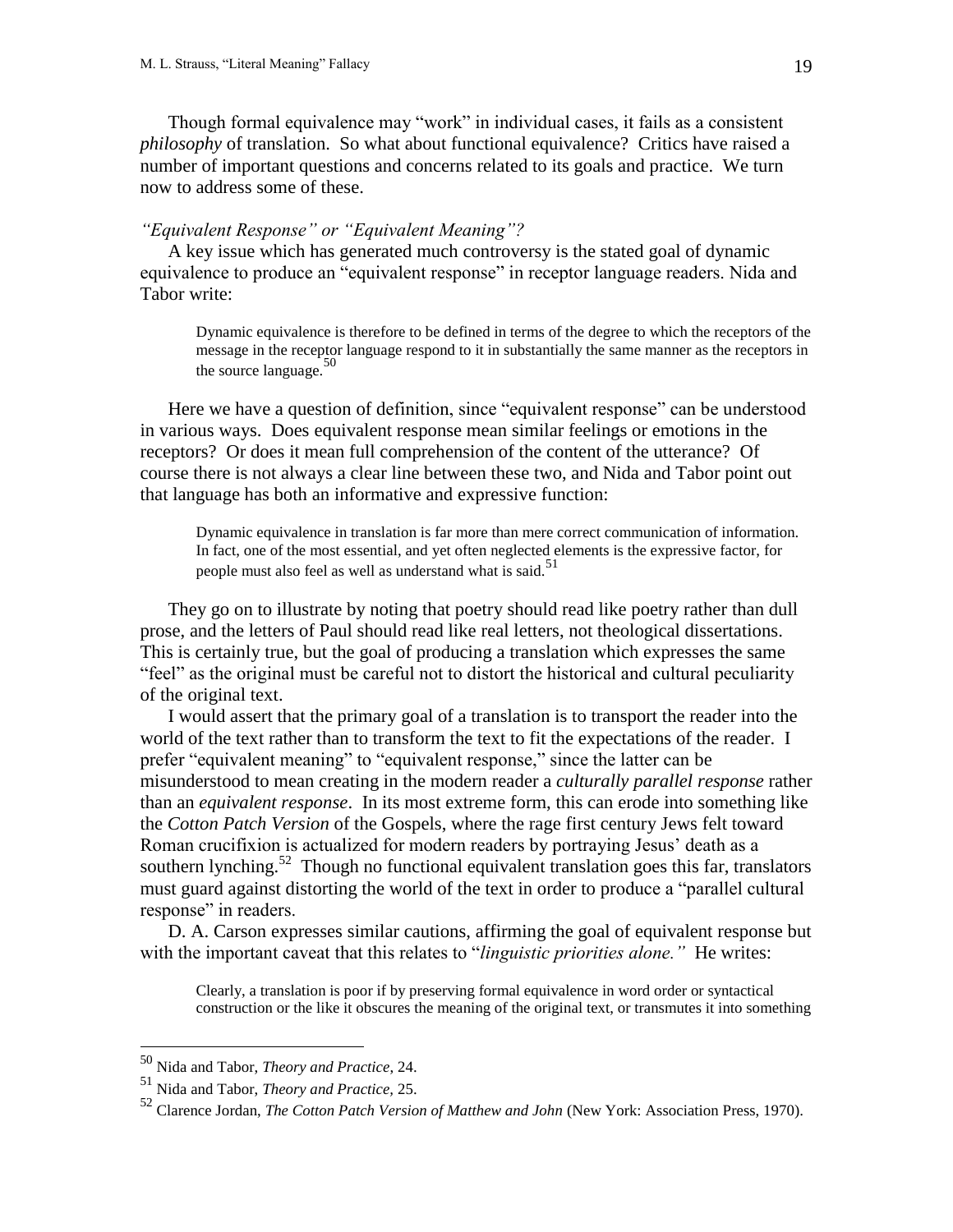Though formal equivalence may "work" in individual cases, it fails as a consistent *philosophy* of translation. So what about functional equivalence? Critics have raised a number of important questions and concerns related to its goals and practice. We turn now to address some of these.

### *"Equivalent Response" or "Equivalent Meaning"?*

A key issue which has generated much controversy is the stated goal of dynamic equivalence to produce an "equivalent response" in receptor language readers. Nida and Tabor write:

> Dynamic equivalence is therefore to be defined in terms of the degree to which the receptors of the message in the receptor language respond to it in substantially the same manner as the receptors in the source language.[50]

Here we have a question of definition, since "equivalent response" can be understood in various ways. Does equivalent response mean similar feelings or emotions in the receptors? Or does it mean full comprehension of the content of the utterance? Of course there is not always a clear line between these two, and Nida and Tabor point out that language has both an informative and expressive function:

> Dynamic equivalence in translation is far more than mere correct communication of information. In fact, one of the most essential, and yet often neglected elements is the expressive factor, for people must also feel as well as understand what is said.[51]

They go on to illustrate by noting that poetry should read like poetry rather than dull prose, and the letters of Paul should read like real letters, not theological dissertations. This is certainly true, but the goal of producing a translation which expresses the same "feel" as the original must be careful not to distort the historical and cultural peculiarity of the original text.

I would assert that the primary goal of a translation is to transport the reader into the world of the text rather than to transform the text to fit the expectations of the reader. I prefer "equivalent meaning" to "equivalent response," since the latter can be misunderstood to mean creating in the modern reader a *culturally parallel response* rather than an *equivalent response*. In its most extreme form, this can erode into something like the *Cotton Patch Version* of the Gospels, where the rage first century Jews felt toward Roman crucifixion is actualized for modern readers by portraying Jesus' death as a southern lynching.[52] Though no functional equivalent translation goes this far, translators must guard against distorting the world of the text in order to produce a "parallel cultural response" in readers.

D. A. Carson expresses similar cautions, affirming the goal of equivalent response but with the important caveat that this relates to "*linguistic priorities alone.*" He writes:

> Clearly, a translation is poor if by preserving formal equivalence in word order or syntactical construction or the like it obscures the meaning of the original text, or transmutes it into something

---

[50] Nida and Tabor, *Theory and Practice*, 24.

[51] Nida and Tabor, *Theory and Practice*, 25.

[52] Clarence Jordan, *The Cotton Patch Version of Matthew and John* (New York: Association Press, 1970).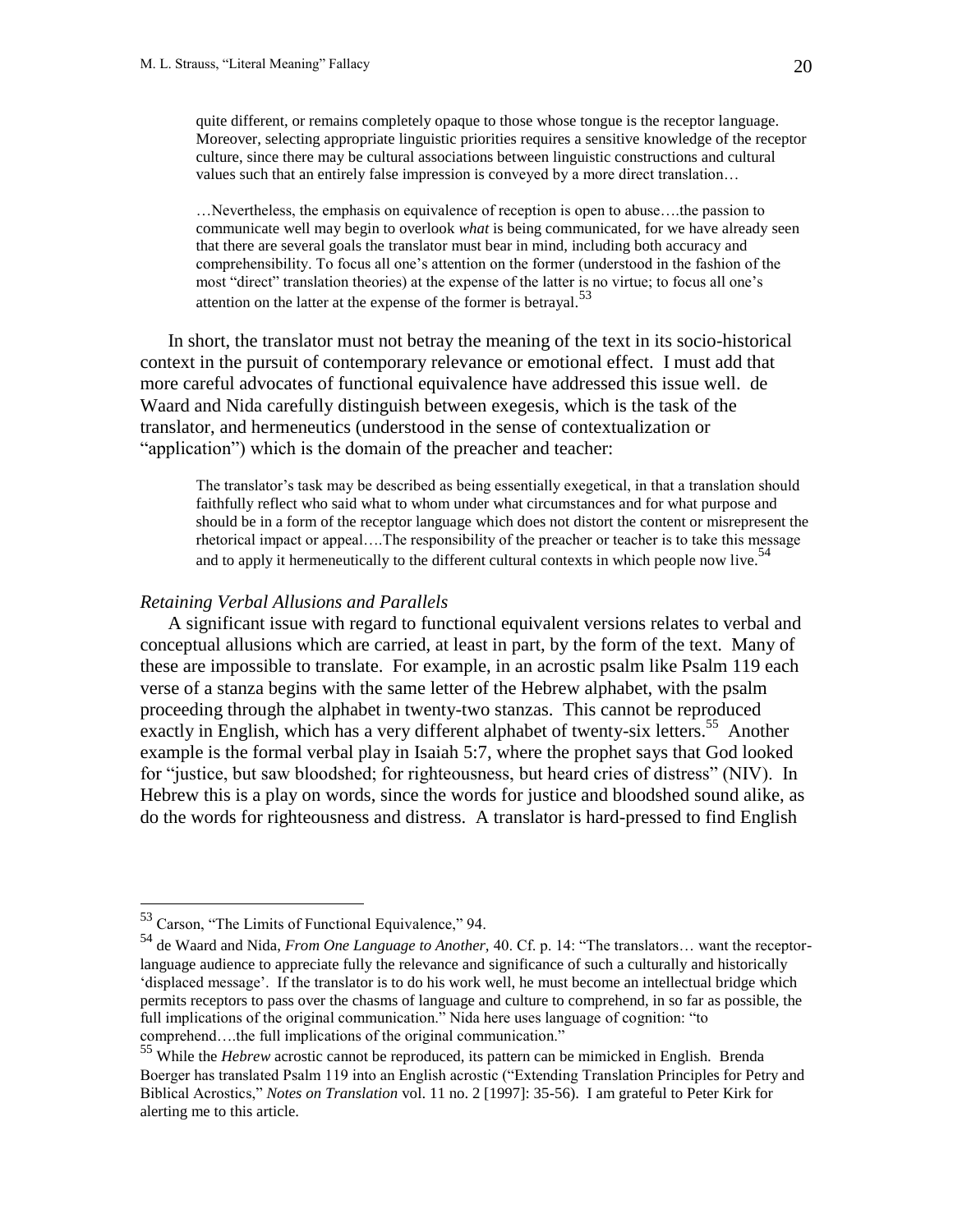> quite different, or remains completely opaque to those whose tongue is the receptor language. Moreover, selecting appropriate linguistic priorities requires a sensitive knowledge of the receptor culture, since there may be cultural associations between linguistic constructions and cultural values such that an entirely false impression is conveyed by a more direct translation…
>
> …Nevertheless, the emphasis on equivalence of reception is open to abuse….the passion to communicate well may begin to overlook *what* is being communicated, for we have already seen that there are several goals the translator must bear in mind, including both accuracy and comprehensibility. To focus all one's attention on the former (understood in the fashion of the most "direct" translation theories) at the expense of the latter is no virtue; to focus all one's attention on the latter at the expense of the former is betrayal.[53]

In short, the translator must not betray the meaning of the text in its socio-historical context in the pursuit of contemporary relevance or emotional effect. I must add that more careful advocates of functional equivalence have addressed this issue well. de Waard and Nida carefully distinguish between exegesis, which is the task of the translator, and hermeneutics (understood in the sense of contextualization or "application") which is the domain of the preacher and teacher:

> The translator's task may be described as being essentially exegetical, in that a translation should faithfully reflect who said what to whom under what circumstances and for what purpose and should be in a form of the receptor language which does not distort the content or misrepresent the rhetorical impact or appeal….The responsibility of the preacher or teacher is to take this message and to apply it hermeneutically to the different cultural contexts in which people now live.[54]

### *Retaining Verbal Allusions and Parallels*

A significant issue with regard to functional equivalent versions relates to verbal and conceptual allusions which are carried, at least in part, by the form of the text. Many of these are impossible to translate. For example, in an acrostic psalm like Psalm 119 each verse of a stanza begins with the same letter of the Hebrew alphabet, with the psalm proceeding through the alphabet in twenty-two stanzas. This cannot be reproduced exactly in English, which has a very different alphabet of twenty-six letters.[55] Another example is the formal verbal play in Isaiah 5:7, where the prophet says that God looked for "justice, but saw bloodshed; for righteousness, but heard cries of distress" (NIV). In Hebrew this is a play on words, since the words for justice and bloodshed sound alike, as do the words for righteousness and distress. A translator is hard-pressed to find English

---

[53] Carson, "The Limits of Functional Equivalence," 94.

[54] de Waard and Nida, *From One Language to Another,* 40. Cf. p. 14: "The translators… want the receptor-language audience to appreciate fully the relevance and significance of such a culturally and historically 'displaced message'. If the translator is to do his work well, he must become an intellectual bridge which permits receptors to pass over the chasms of language and culture to comprehend, in so far as possible, the full implications of the original communication." Nida here uses language of cognition: "to comprehend….the full implications of the original communication."

[55] While the *Hebrew* acrostic cannot be reproduced, its pattern can be mimicked in English. Brenda Boerger has translated Psalm 119 into an English acrostic ("Extending Translation Principles for Petry and Biblical Acrostics," *Notes on Translation* vol. 11 no. 2 [1997]: 35-56). I am grateful to Peter Kirk for alerting me to this article.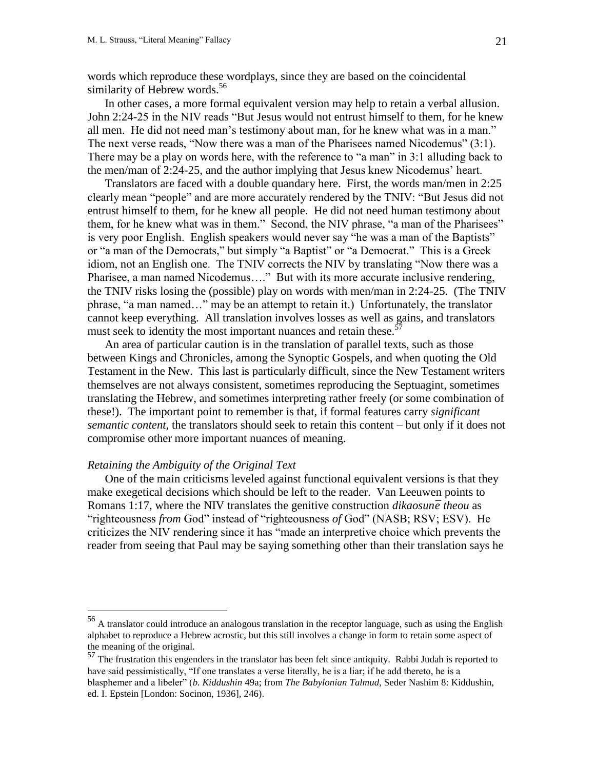words which reproduce these wordplays, since they are based on the coincidental similarity of Hebrew words.[56]

In other cases, a more formal equivalent version may help to retain a verbal allusion. John 2:24-25 in the NIV reads "But Jesus would not entrust himself to them, for he knew all men. He did not need man's testimony about man, for he knew what was in a man." The next verse reads, "Now there was a man of the Pharisees named Nicodemus" (3:1). There may be a play on words here, with the reference to "a man" in 3:1 alluding back to the men/man of 2:24-25, and the author implying that Jesus knew Nicodemus' heart.

Translators are faced with a double quandary here. First, the words man/men in 2:25 clearly mean "people" and are more accurately rendered by the TNIV: "But Jesus did not entrust himself to them, for he knew all people. He did not need human testimony about them, for he knew what was in them." Second, the NIV phrase, "a man of the Pharisees" is very poor English. English speakers would never say "he was a man of the Baptists" or "a man of the Democrats," but simply "a Baptist" or "a Democrat." This is a Greek idiom, not an English one. The TNIV corrects the NIV by translating "Now there was a Pharisee, a man named Nicodemus…." But with its more accurate inclusive rendering, the TNIV risks losing the (possible) play on words with men/man in 2:24-25. (The TNIV phrase, "a man named…" may be an attempt to retain it.) Unfortunately, the translator cannot keep everything. All translation involves losses as well as gains, and translators must seek to identity the most important nuances and retain these.[57]

An area of particular caution is in the translation of parallel texts, such as those between Kings and Chronicles, among the Synoptic Gospels, and when quoting the Old Testament in the New. This last is particularly difficult, since the New Testament writers themselves are not always consistent, sometimes reproducing the Septuagint, sometimes translating the Hebrew, and sometimes interpreting rather freely (or some combination of these!). The important point to remember is that, if formal features carry *significant semantic content,* the translators should seek to retain this content – but only if it does not compromise other more important nuances of meaning.

### *Retaining the Ambiguity of the Original Text*

One of the main criticisms leveled against functional equivalent versions is that they make exegetical decisions which should be left to the reader. Van Leeuwen points to Romans 1:17, where the NIV translates the genitive construction *dikaosunē theou* as "righteousness *from* God" instead of "righteousness *of* God" (NASB; RSV; ESV). He criticizes the NIV rendering since it has "made an interpretive choice which prevents the reader from seeing that Paul may be saying something other than their translation says he

---

[56] A translator could introduce an analogous translation in the receptor language, such as using the English alphabet to reproduce a Hebrew acrostic, but this still involves a change in form to retain some aspect of the meaning of the original.

[57] The frustration this engenders in the translator has been felt since antiquity. Rabbi Judah is reported to have said pessimistically, "If one translates a verse literally, he is a liar; if he add thereto, he is a blasphemer and a libeler" (*b. Kiddushin* 49a; from *The Babylonian Talmud,* Seder Nashim 8: Kiddushin, ed. I. Epstein [London: Socinon, 1936], 246).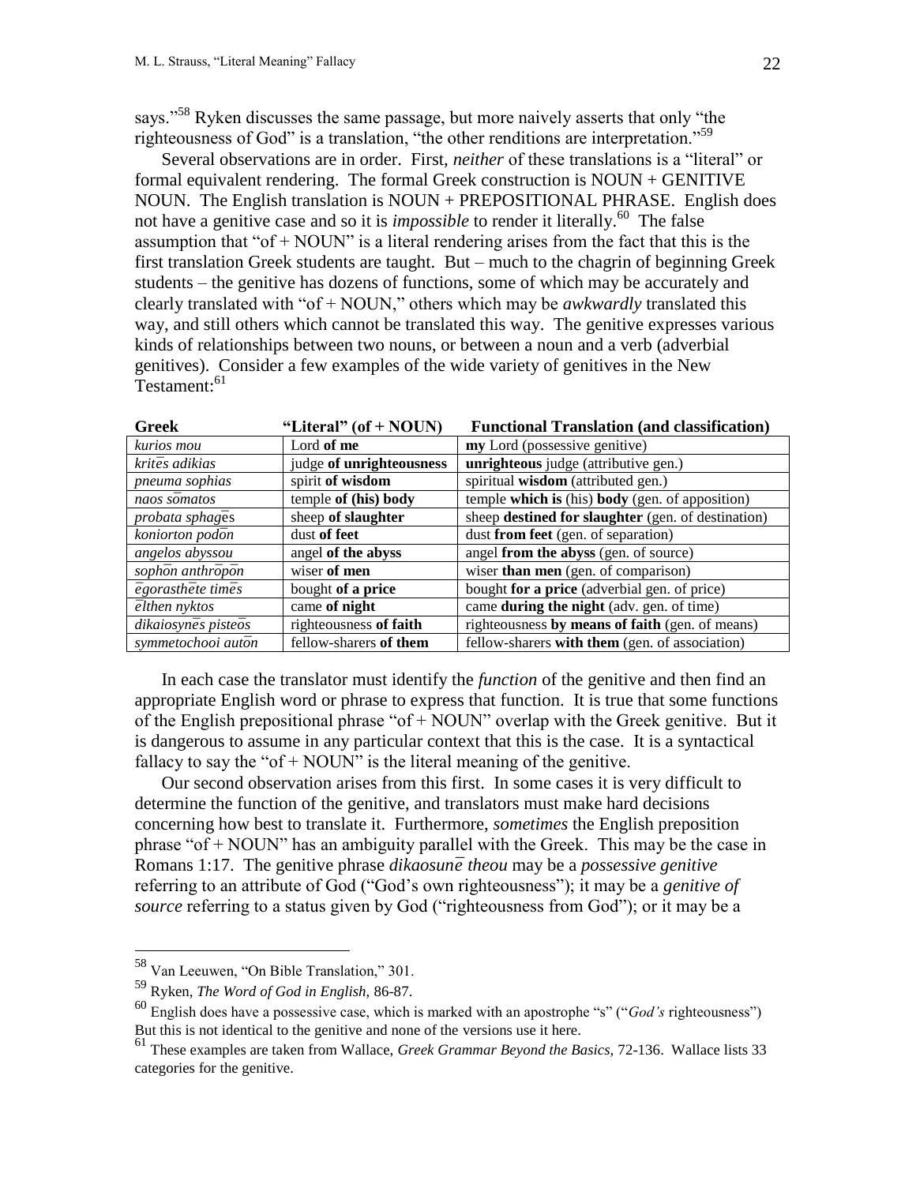says."[58] Ryken discusses the same passage, but more naively asserts that only "the righteousness of God" is a translation, "the other renditions are interpretation."[59]

Several observations are in order. First, *neither* of these translations is a "literal" or formal equivalent rendering. The formal Greek construction is NOUN + GENITIVE NOUN. The English translation is NOUN + PREPOSITIONAL PHRASE. English does not have a genitive case and so it is *impossible* to render it literally.[60] The false assumption that "of + NOUN" is a literal rendering arises from the fact that this is the first translation Greek students are taught. But – much to the chagrin of beginning Greek students – the genitive has dozens of functions, some of which may be accurately and clearly translated with "of + NOUN," others which may be *awkwardly* translated this way, and still others which cannot be translated this way. The genitive expresses various kinds of relationships between two nouns, or between a noun and a verb (adverbial genitives). Consider a few examples of the wide variety of genitives in the New Testament:[61]

| Greek | "Literal" (of + NOUN) | Functional Translation (and classification) |
|---|---|---|
| *kurios mou* | Lord **of me** | **my** Lord (possessive genitive) |
| *kritēs adikias* | judge **of unrighteousness** | **unrighteous** judge (attributive gen.) |
| *pneuma sophias* | spirit **of wisdom** | spiritual **wisdom** (attributed gen.) |
| *naos sōmatos* | temple **of (his) body** | temple **which is** (his) **body** (gen. of apposition) |
| *probata sphagēs* | sheep **of slaughter** | sheep **destined for slaughter** (gen. of destination) |
| *koniorton podōn* | dust **of feet** | dust **from feet** (gen. of separation) |
| *angelos abyssou* | angel **of the abyss** | angel **from the abyss** (gen. of source) |
| *sophōn anthrōpōn* | wiser **of men** | wiser **than men** (gen. of comparison) |
| *ēgorasthēte timēs* | bought **of a price** | bought **for a price** (adverbial gen. of price) |
| *ēlthen nyktos* | came **of night** | came **during the night** (adv. gen. of time) |
| *dikaiosynēs pisteōs* | righteousness **of faith** | righteousness **by means of faith** (gen. of means) |
| *symmetochooi autōn* | fellow-sharers **of them** | fellow-sharers **with them** (gen. of association) |

In each case the translator must identify the *function* of the genitive and then find an appropriate English word or phrase to express that function. It is true that some functions of the English prepositional phrase "of + NOUN" overlap with the Greek genitive. But it is dangerous to assume in any particular context that this is the case. It is a syntactical fallacy to say the "of + NOUN" is the literal meaning of the genitive.

Our second observation arises from this first. In some cases it is very difficult to determine the function of the genitive, and translators must make hard decisions concerning how best to translate it. Furthermore, *sometimes* the English preposition phrase "of + NOUN" has an ambiguity parallel with the Greek. This may be the case in Romans 1:17. The genitive phrase *dikaosunē theou* may be a *possessive genitive* referring to an attribute of God ("God's own righteousness"); it may be a *genitive of source* referring to a status given by God ("righteousness from God"); or it may be a

---

[58] Van Leeuwen, "On Bible Translation," 301.

[59] Ryken, *The Word of God in English,* 86-87.

[60] English does have a possessive case, which is marked with an apostrophe "s" ("*God's* righteousness") But this is not identical to the genitive and none of the versions use it here.

[61] These examples are taken from Wallace, *Greek Grammar Beyond the Basics,* 72-136. Wallace lists 33 categories for the genitive.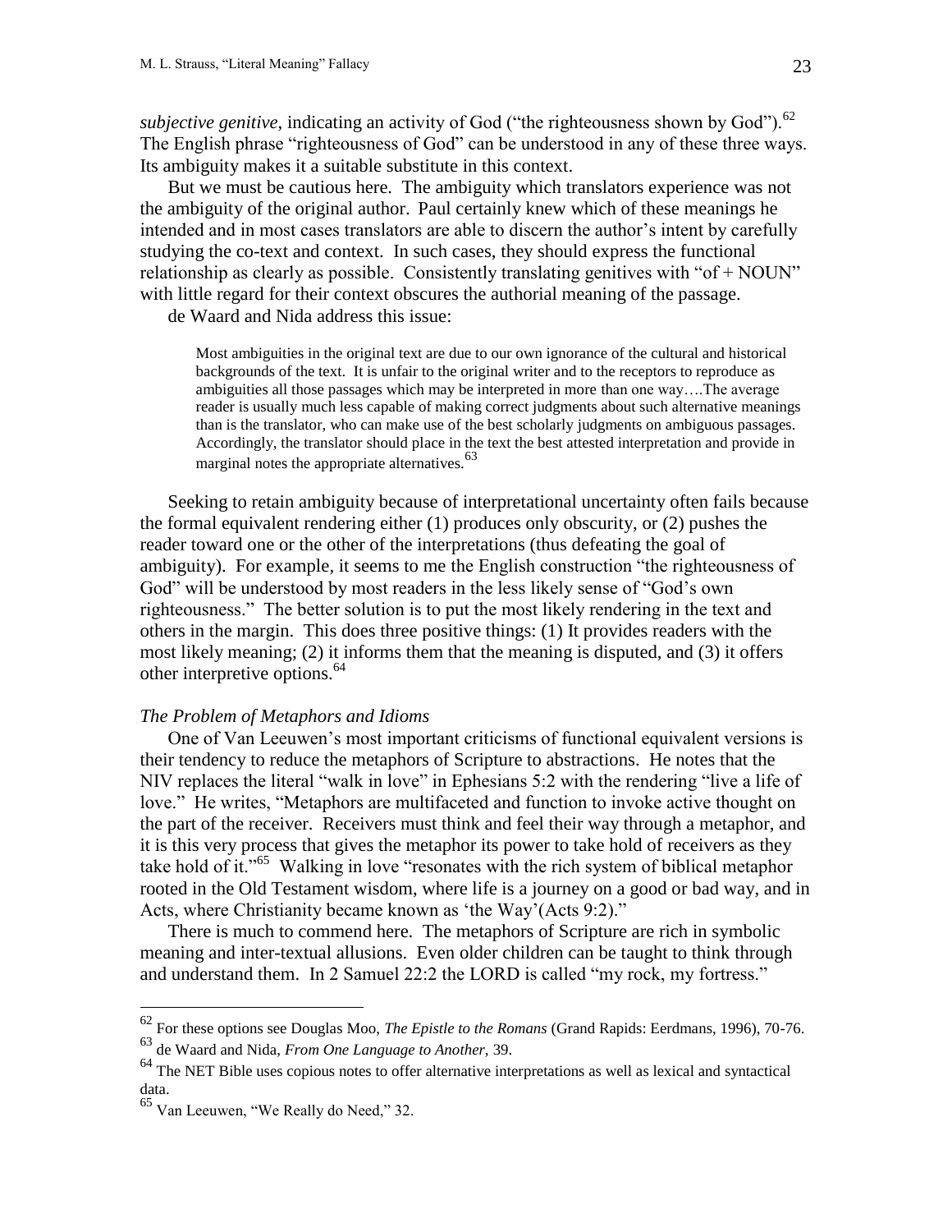*subjective genitive*, indicating an activity of God ("the righteousness shown by God").[62] The English phrase "righteousness of God" can be understood in any of these three ways. Its ambiguity makes it a suitable substitute in this context.

But we must be cautious here. The ambiguity which translators experience was not the ambiguity of the original author. Paul certainly knew which of these meanings he intended and in most cases translators are able to discern the author's intent by carefully studying the co-text and context. In such cases, they should express the functional relationship as clearly as possible. Consistently translating genitives with "of + NOUN" with little regard for their context obscures the authorial meaning of the passage.

de Waard and Nida address this issue:

> Most ambiguities in the original text are due to our own ignorance of the cultural and historical backgrounds of the text. It is unfair to the original writer and to the receptors to reproduce as ambiguities all those passages which may be interpreted in more than one way….The average reader is usually much less capable of making correct judgments about such alternative meanings than is the translator, who can make use of the best scholarly judgments on ambiguous passages. Accordingly, the translator should place in the text the best attested interpretation and provide in marginal notes the appropriate alternatives.[63]

Seeking to retain ambiguity because of interpretational uncertainty often fails because the formal equivalent rendering either (1) produces only obscurity, or (2) pushes the reader toward one or the other of the interpretations (thus defeating the goal of ambiguity). For example, it seems to me the English construction "the righteousness of God" will be understood by most readers in the less likely sense of "God's own righteousness." The better solution is to put the most likely rendering in the text and others in the margin. This does three positive things: (1) It provides readers with the most likely meaning; (2) it informs them that the meaning is disputed, and (3) it offers other interpretive options.[64]

### *The Problem of Metaphors and Idioms*

One of Van Leeuwen's most important criticisms of functional equivalent versions is their tendency to reduce the metaphors of Scripture to abstractions. He notes that the NIV replaces the literal "walk in love" in Ephesians 5:2 with the rendering "live a life of love." He writes, "Metaphors are multifaceted and function to invoke active thought on the part of the receiver. Receivers must think and feel their way through a metaphor, and it is this very process that gives the metaphor its power to take hold of receivers as they take hold of it."[65] Walking in love "resonates with the rich system of biblical metaphor rooted in the Old Testament wisdom, where life is a journey on a good or bad way, and in Acts, where Christianity became known as 'the Way'(Acts 9:2)."

There is much to commend here. The metaphors of Scripture are rich in symbolic meaning and inter-textual allusions. Even older children can be taught to think through and understand them. In 2 Samuel 22:2 the LORD is called "my rock, my fortress."

---

[62] For these options see Douglas Moo, *The Epistle to the Romans* (Grand Rapids: Eerdmans, 1996), 70-76.

[63] de Waard and Nida, *From One Language to Another,* 39.

[64] The NET Bible uses copious notes to offer alternative interpretations as well as lexical and syntactical data.

[65] Van Leeuwen, "We Really do Need," 32.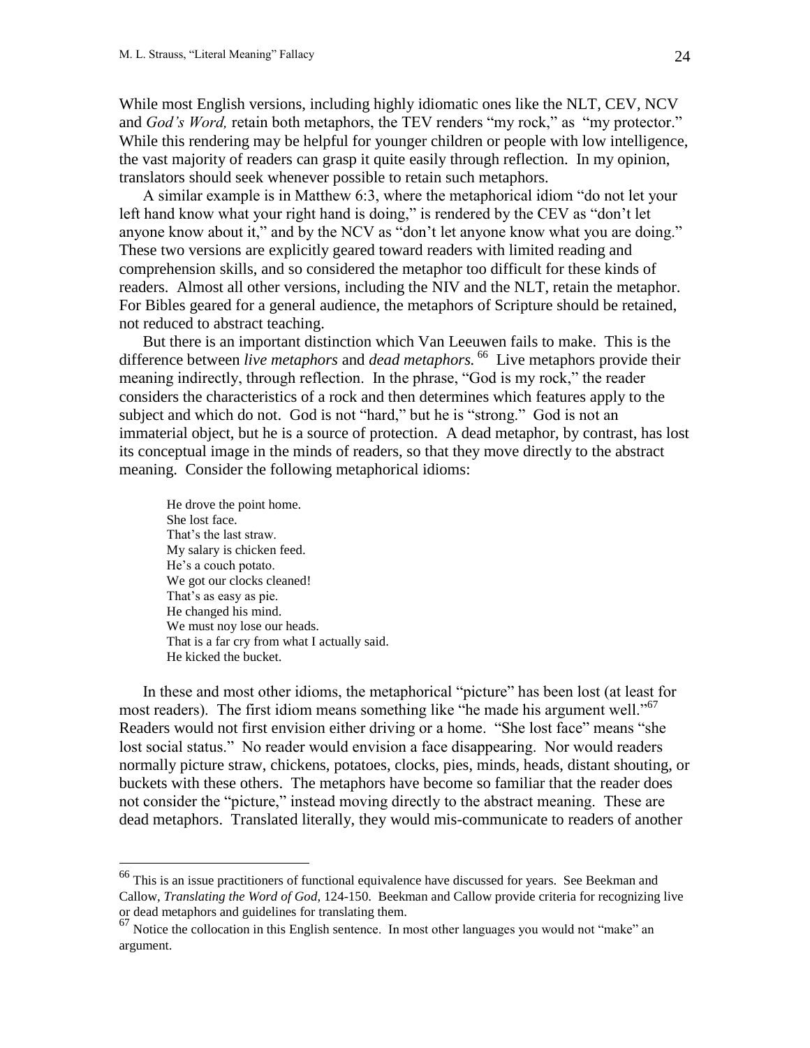While most English versions, including highly idiomatic ones like the NLT, CEV, NCV and *God's Word,* retain both metaphors, the TEV renders "my rock," as "my protector." While this rendering may be helpful for younger children or people with low intelligence, the vast majority of readers can grasp it quite easily through reflection. In my opinion, translators should seek whenever possible to retain such metaphors.

A similar example is in Matthew 6:3, where the metaphorical idiom "do not let your left hand know what your right hand is doing," is rendered by the CEV as "don't let anyone know about it," and by the NCV as "don't let anyone know what you are doing." These two versions are explicitly geared toward readers with limited reading and comprehension skills, and so considered the metaphor too difficult for these kinds of readers. Almost all other versions, including the NIV and the NLT, retain the metaphor. For Bibles geared for a general audience, the metaphors of Scripture should be retained, not reduced to abstract teaching.

But there is an important distinction which Van Leeuwen fails to make. This is the difference between *live metaphors* and *dead metaphors.*[66] Live metaphors provide their meaning indirectly, through reflection. In the phrase, "God is my rock," the reader considers the characteristics of a rock and then determines which features apply to the subject and which do not. God is not "hard," but he is "strong." God is not an immaterial object, but he is a source of protection. A dead metaphor, by contrast, has lost its conceptual image in the minds of readers, so that they move directly to the abstract meaning. Consider the following metaphorical idioms:

> He drove the point home.
> She lost face.
> That's the last straw.
> My salary is chicken feed.
> He's a couch potato.
> We got our clocks cleaned!
> That's as easy as pie.
> He changed his mind.
> We must noy lose our heads.
> That is a far cry from what I actually said.
> He kicked the bucket.

In these and most other idioms, the metaphorical "picture" has been lost (at least for most readers). The first idiom means something like "he made his argument well."[67] Readers would not first envision either driving or a home. "She lost face" means "she lost social status." No reader would envision a face disappearing. Nor would readers normally picture straw, chickens, potatoes, clocks, pies, minds, heads, distant shouting, or buckets with these others. The metaphors have become so familiar that the reader does not consider the "picture," instead moving directly to the abstract meaning. These are dead metaphors. Translated literally, they would mis-communicate to readers of another

---

[66] This is an issue practitioners of functional equivalence have discussed for years. See Beekman and Callow, *Translating the Word of God,* 124-150. Beekman and Callow provide criteria for recognizing live or dead metaphors and guidelines for translating them.

[67] Notice the collocation in this English sentence. In most other languages you would not "make" an argument.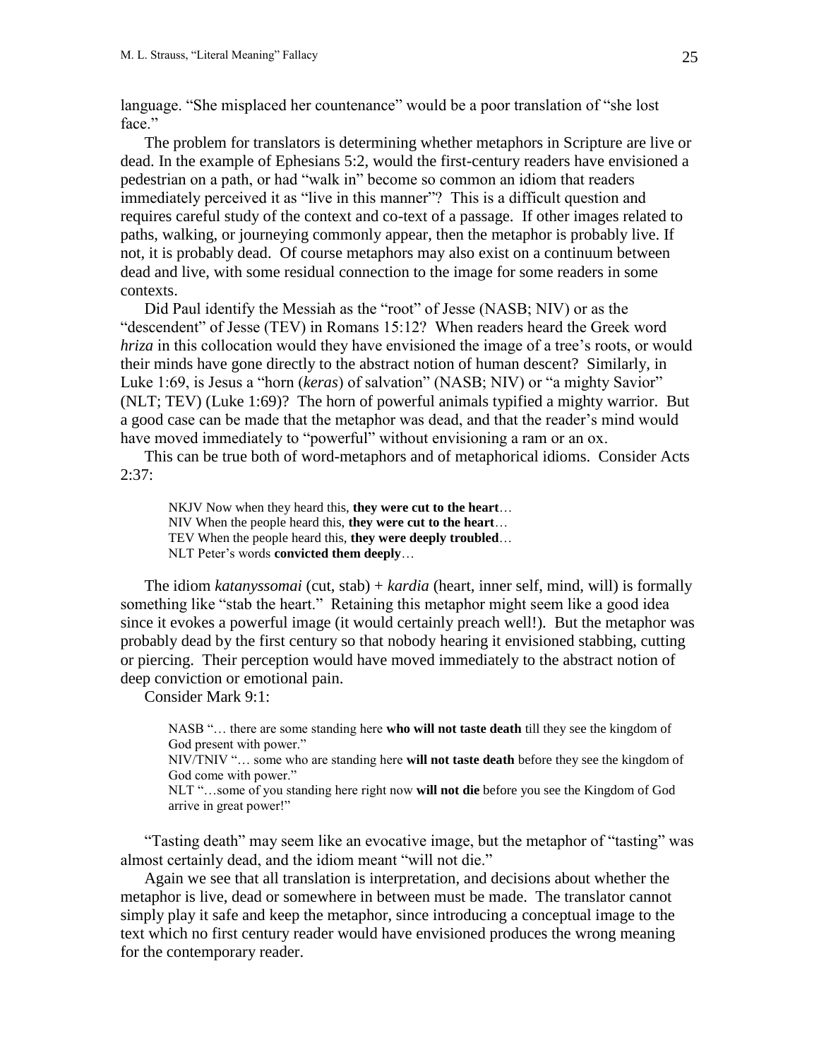language. "She misplaced her countenance" would be a poor translation of "she lost face."

The problem for translators is determining whether metaphors in Scripture are live or dead. In the example of Ephesians 5:2, would the first-century readers have envisioned a pedestrian on a path, or had "walk in" become so common an idiom that readers immediately perceived it as "live in this manner"? This is a difficult question and requires careful study of the context and co-text of a passage. If other images related to paths, walking, or journeying commonly appear, then the metaphor is probably live. If not, it is probably dead. Of course metaphors may also exist on a continuum between dead and live, with some residual connection to the image for some readers in some contexts.

Did Paul identify the Messiah as the "root" of Jesse (NASB; NIV) or as the "descendent" of Jesse (TEV) in Romans 15:12? When readers heard the Greek word *hriza* in this collocation would they have envisioned the image of a tree's roots, or would their minds have gone directly to the abstract notion of human descent? Similarly, in Luke 1:69, is Jesus a "horn (*keras*) of salvation" (NASB; NIV) or "a mighty Savior" (NLT; TEV) (Luke 1:69)? The horn of powerful animals typified a mighty warrior. But a good case can be made that the metaphor was dead, and that the reader's mind would have moved immediately to "powerful" without envisioning a ram or an ox.

This can be true both of word-metaphors and of metaphorical idioms. Consider Acts 2:37:

> NKJV Now when they heard this, **they were cut to the heart**…
> NIV When the people heard this, **they were cut to the heart**…
> TEV When the people heard this, **they were deeply troubled**…
> NLT Peter's words **convicted them deeply**…

The idiom *katanyssomai* (cut, stab) + *kardia* (heart, inner self, mind, will) is formally something like "stab the heart." Retaining this metaphor might seem like a good idea since it evokes a powerful image (it would certainly preach well!). But the metaphor was probably dead by the first century so that nobody hearing it envisioned stabbing, cutting or piercing. Their perception would have moved immediately to the abstract notion of deep conviction or emotional pain.

Consider Mark 9:1:

> NASB "… there are some standing here **who will not taste death** till they see the kingdom of God present with power."
> NIV/TNIV "… some who are standing here **will not taste death** before they see the kingdom of God come with power."
> NLT "…some of you standing here right now **will not die** before you see the Kingdom of God arrive in great power!"

"Tasting death" may seem like an evocative image, but the metaphor of "tasting" was almost certainly dead, and the idiom meant "will not die."

Again we see that all translation is interpretation, and decisions about whether the metaphor is live, dead or somewhere in between must be made. The translator cannot simply play it safe and keep the metaphor, since introducing a conceptual image to the text which no first century reader would have envisioned produces the wrong meaning for the contemporary reader.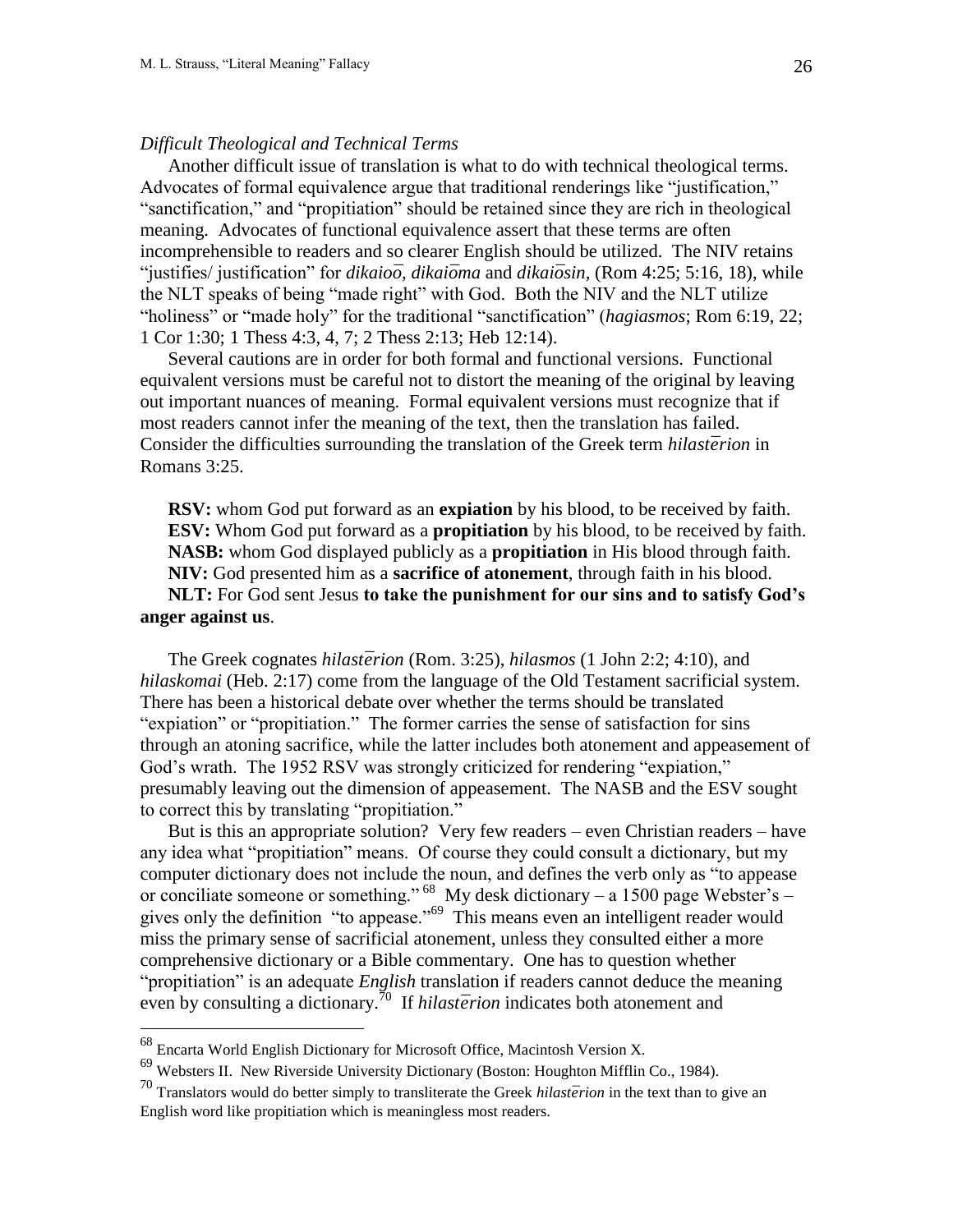*Difficult Theological and Technical Terms*

Another difficult issue of translation is what to do with technical theological terms. Advocates of formal equivalence argue that traditional renderings like "justification," "sanctification," and "propitiation" should be retained since they are rich in theological meaning. Advocates of functional equivalence assert that these terms are often incomprehensible to readers and so clearer English should be utilized. The NIV retains "justifies/ justification" for *dikaioō, dikaiōma* and *dikaiōsin,* (Rom 4:25; 5:16, 18), while the NLT speaks of being "made right" with God. Both the NIV and the NLT utilize "holiness" or "made holy" for the traditional "sanctification" (*hagiasmos*; Rom 6:19, 22; 1 Cor 1:30; 1 Thess 4:3, 4, 7; 2 Thess 2:13; Heb 12:14).

Several cautions are in order for both formal and functional versions. Functional equivalent versions must be careful not to distort the meaning of the original by leaving out important nuances of meaning. Formal equivalent versions must recognize that if most readers cannot infer the meaning of the text, then the translation has failed. Consider the difficulties surrounding the translation of the Greek term *hilastērion* in Romans 3:25.

**RSV:** whom God put forward as an **expiation** by his blood, to be received by faith.
**ESV:** Whom God put forward as a **propitiation** by his blood, to be received by faith.
**NASB:** whom God displayed publicly as a **propitiation** in His blood through faith.
**NIV:** God presented him as a **sacrifice of atonement**, through faith in his blood.
**NLT:** For God sent Jesus **to take the punishment for our sins and to satisfy God's anger against us**.

The Greek cognates *hilastērion* (Rom. 3:25), *hilasmos* (1 John 2:2; 4:10), and *hilaskomai* (Heb. 2:17) come from the language of the Old Testament sacrificial system. There has been a historical debate over whether the terms should be translated "expiation" or "propitiation." The former carries the sense of satisfaction for sins through an atoning sacrifice, while the latter includes both atonement and appeasement of God's wrath. The 1952 RSV was strongly criticized for rendering "expiation," presumably leaving out the dimension of appeasement. The NASB and the ESV sought to correct this by translating "propitiation."

But is this an appropriate solution? Very few readers – even Christian readers – have any idea what "propitiation" means. Of course they could consult a dictionary, but my computer dictionary does not include the noun, and defines the verb only as "to appease or conciliate someone or something." [68] My desk dictionary – a 1500 page Webster's – gives only the definition "to appease."[69] This means even an intelligent reader would miss the primary sense of sacrificial atonement, unless they consulted either a more comprehensive dictionary or a Bible commentary. One has to question whether "propitiation" is an adequate *English* translation if readers cannot deduce the meaning even by consulting a dictionary.[70] If *hilastērion* indicates both atonement and

---

[68] Encarta World English Dictionary for Microsoft Office, Macintosh Version X.

[69] Websters II. New Riverside University Dictionary (Boston: Houghton Mifflin Co., 1984).

[70] Translators would do better simply to transliterate the Greek *hilastērion* in the text than to give an English word like propitiation which is meaningless most readers.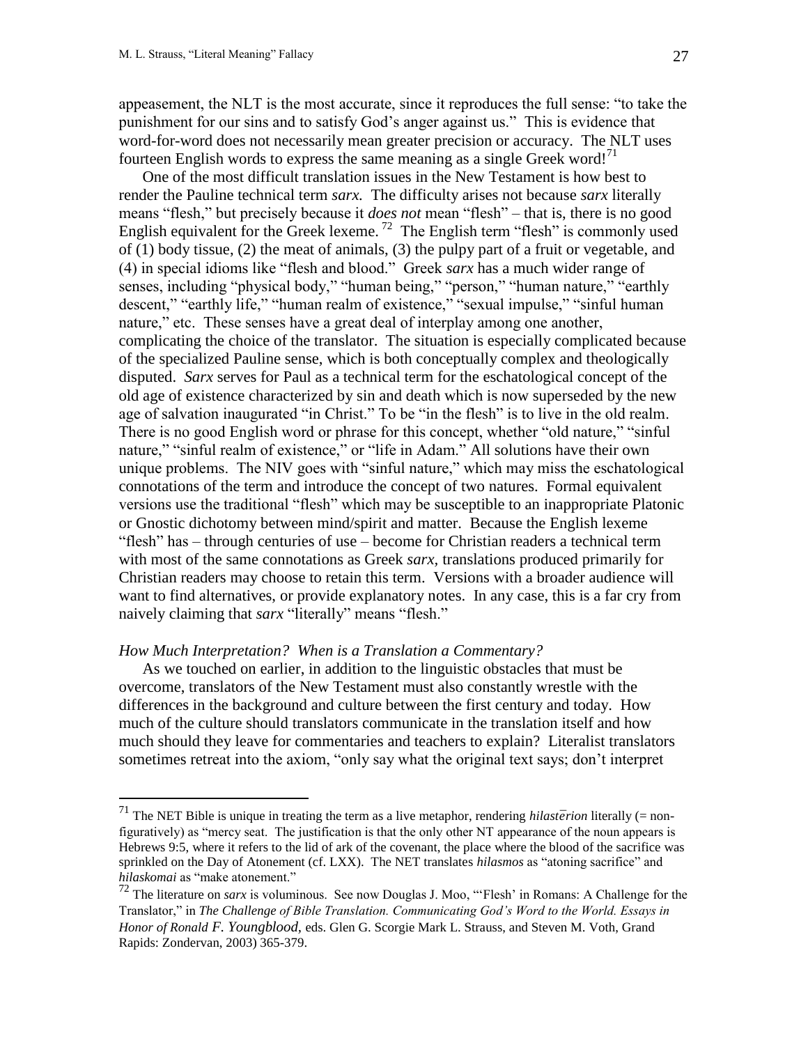appeasement, the NLT is the most accurate, since it reproduces the full sense: "to take the punishment for our sins and to satisfy God's anger against us." This is evidence that word-for-word does not necessarily mean greater precision or accuracy. The NLT uses fourteen English words to express the same meaning as a single Greek word![71]

One of the most difficult translation issues in the New Testament is how best to render the Pauline technical term *sarx.* The difficulty arises not because *sarx* literally means "flesh," but precisely because it *does not* mean "flesh" – that is, there is no good English equivalent for the Greek lexeme.[72] The English term "flesh" is commonly used of (1) body tissue, (2) the meat of animals, (3) the pulpy part of a fruit or vegetable, and (4) in special idioms like "flesh and blood." Greek *sarx* has a much wider range of senses, including "physical body," "human being," "person," "human nature," "earthly descent," "earthly life," "human realm of existence," "sexual impulse," "sinful human nature," etc. These senses have a great deal of interplay among one another, complicating the choice of the translator. The situation is especially complicated because of the specialized Pauline sense, which is both conceptually complex and theologically disputed. *Sarx* serves for Paul as a technical term for the eschatological concept of the old age of existence characterized by sin and death which is now superseded by the new age of salvation inaugurated "in Christ." To be "in the flesh" is to live in the old realm. There is no good English word or phrase for this concept, whether "old nature," "sinful nature," "sinful realm of existence," or "life in Adam." All solutions have their own unique problems. The NIV goes with "sinful nature," which may miss the eschatological connotations of the term and introduce the concept of two natures. Formal equivalent versions use the traditional "flesh" which may be susceptible to an inappropriate Platonic or Gnostic dichotomy between mind/spirit and matter. Because the English lexeme "flesh" has – through centuries of use – become for Christian readers a technical term with most of the same connotations as Greek *sarx,* translations produced primarily for Christian readers may choose to retain this term. Versions with a broader audience will want to find alternatives, or provide explanatory notes. In any case, this is a far cry from naively claiming that *sarx* "literally" means "flesh."

*How Much Interpretation? When is a Translation a Commentary?*

As we touched on earlier, in addition to the linguistic obstacles that must be overcome, translators of the New Testament must also constantly wrestle with the differences in the background and culture between the first century and today. How much of the culture should translators communicate in the translation itself and how much should they leave for commentaries and teachers to explain? Literalist translators sometimes retreat into the axiom, "only say what the original text says; don't interpret

---

[71] The NET Bible is unique in treating the term as a live metaphor, rendering *hilastērion* literally (= non-figuratively) as "mercy seat. The justification is that the only other NT appearance of the noun appears is Hebrews 9:5, where it refers to the lid of ark of the covenant, the place where the blood of the sacrifice was sprinkled on the Day of Atonement (cf. LXX). The NET translates *hilasmos* as "atoning sacrifice" and *hilaskomai* as "make atonement."

[72] The literature on *sarx* is voluminous. See now Douglas J. Moo, "'Flesh' in Romans: A Challenge for the Translator," in *The Challenge of Bible Translation. Communicating God's Word to the World. Essays in Honor of Ronald F. Youngblood,* eds. Glen G. Scorgie Mark L. Strauss, and Steven M. Voth, Grand Rapids: Zondervan, 2003) 365-379.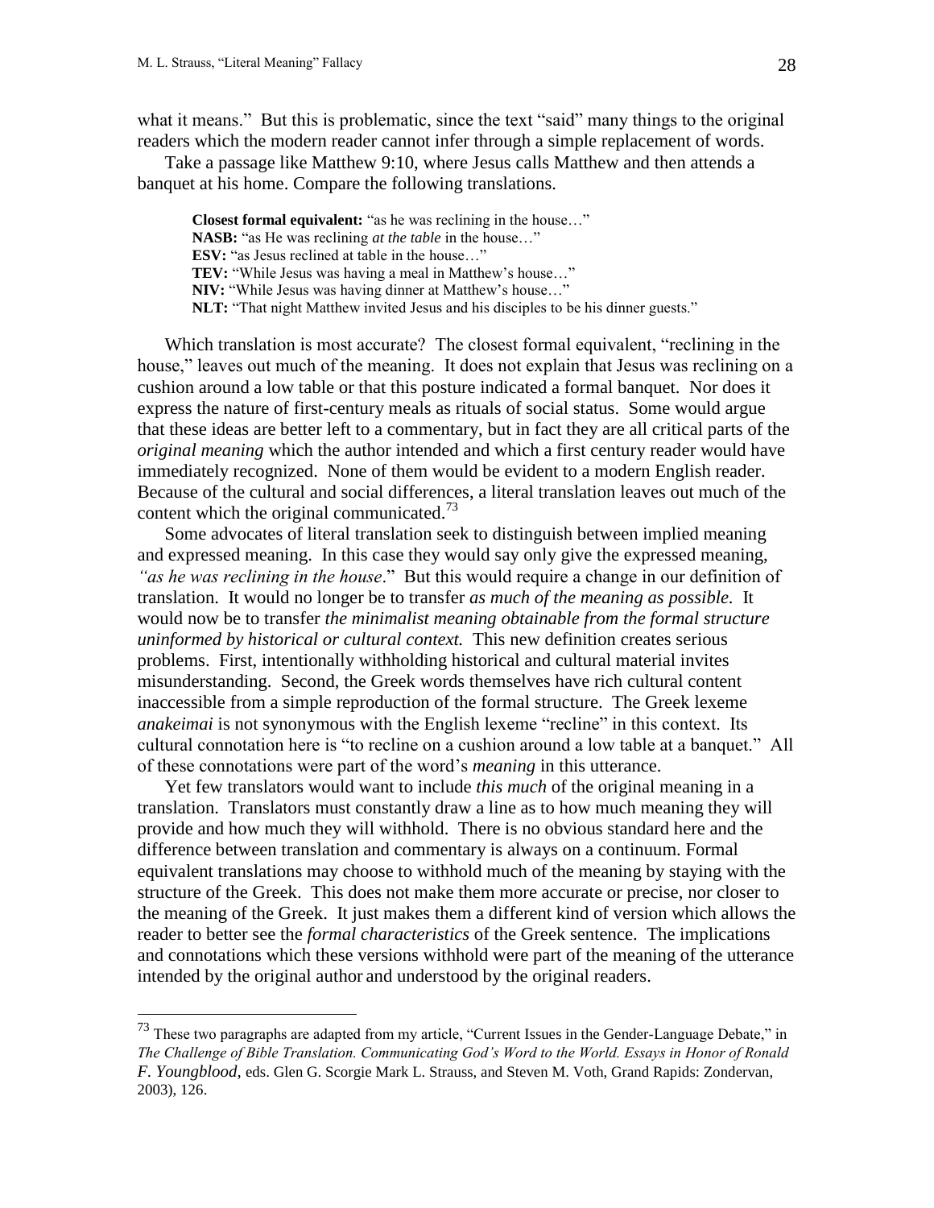what it means." But this is problematic, since the text "said" many things to the original readers which the modern reader cannot infer through a simple replacement of words.

Take a passage like Matthew 9:10, where Jesus calls Matthew and then attends a banquet at his home. Compare the following translations.

> **Closest formal equivalent:** "as he was reclining in the house…"
> **NASB:** "as He was reclining *at the table* in the house…"
> **ESV:** "as Jesus reclined at table in the house…"
> **TEV:** "While Jesus was having a meal in Matthew's house…"
> **NIV:** "While Jesus was having dinner at Matthew's house…"
> **NLT:** "That night Matthew invited Jesus and his disciples to be his dinner guests."

Which translation is most accurate? The closest formal equivalent, "reclining in the house," leaves out much of the meaning. It does not explain that Jesus was reclining on a cushion around a low table or that this posture indicated a formal banquet. Nor does it express the nature of first-century meals as rituals of social status. Some would argue that these ideas are better left to a commentary, but in fact they are all critical parts of the *original meaning* which the author intended and which a first century reader would have immediately recognized. None of them would be evident to a modern English reader. Because of the cultural and social differences, a literal translation leaves out much of the content which the original communicated.[73]

Some advocates of literal translation seek to distinguish between implied meaning and expressed meaning. In this case they would say only give the expressed meaning, *"as he was reclining in the house*." But this would require a change in our definition of translation. It would no longer be to transfer *as much of the meaning as possible.* It would now be to transfer *the minimalist meaning obtainable from the formal structure uninformed by historical or cultural context.* This new definition creates serious problems. First, intentionally withholding historical and cultural material invites misunderstanding. Second, the Greek words themselves have rich cultural content inaccessible from a simple reproduction of the formal structure. The Greek lexeme *anakeimai* is not synonymous with the English lexeme "recline" in this context. Its cultural connotation here is "to recline on a cushion around a low table at a banquet." All of these connotations were part of the word's *meaning* in this utterance.

Yet few translators would want to include *this much* of the original meaning in a translation. Translators must constantly draw a line as to how much meaning they will provide and how much they will withhold. There is no obvious standard here and the difference between translation and commentary is always on a continuum. Formal equivalent translations may choose to withhold much of the meaning by staying with the structure of the Greek. This does not make them more accurate or precise, nor closer to the meaning of the Greek. It just makes them a different kind of version which allows the reader to better see the *formal characteristics* of the Greek sentence. The implications and connotations which these versions withhold were part of the meaning of the utterance intended by the original author and understood by the original readers.

---

[73] These two paragraphs are adapted from my article, "Current Issues in the Gender-Language Debate," in *The Challenge of Bible Translation. Communicating God's Word to the World. Essays in Honor of Ronald F. Youngblood*, eds. Glen G. Scorgie Mark L. Strauss, and Steven M. Voth, Grand Rapids: Zondervan, 2003), 126.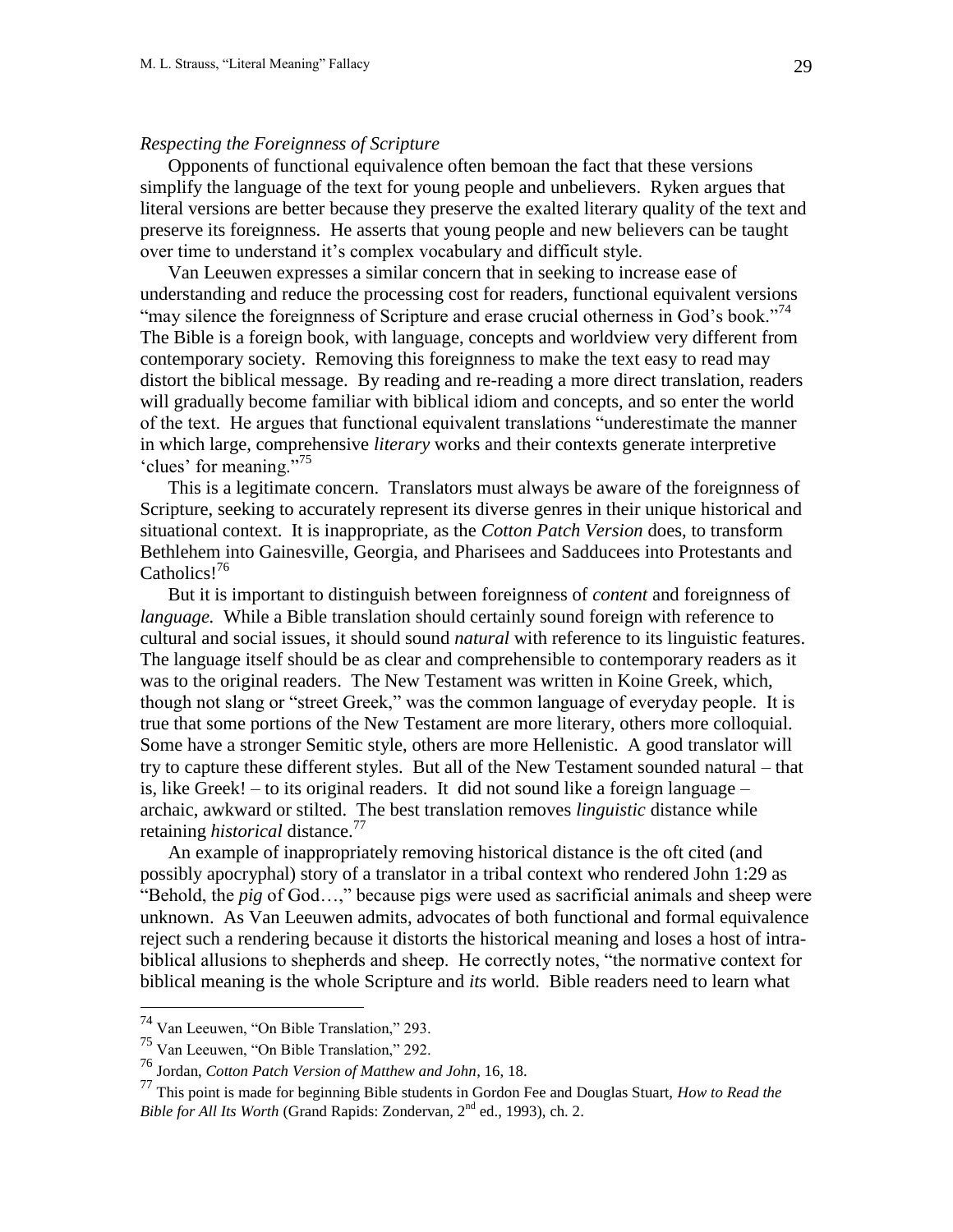*Respecting the Foreignness of Scripture*

Opponents of functional equivalence often bemoan the fact that these versions simplify the language of the text for young people and unbelievers. Ryken argues that literal versions are better because they preserve the exalted literary quality of the text and preserve its foreignness. He asserts that young people and new believers can be taught over time to understand it's complex vocabulary and difficult style.

Van Leeuwen expresses a similar concern that in seeking to increase ease of understanding and reduce the processing cost for readers, functional equivalent versions "may silence the foreignness of Scripture and erase crucial otherness in God's book."[74] The Bible is a foreign book, with language, concepts and worldview very different from contemporary society. Removing this foreignness to make the text easy to read may distort the biblical message. By reading and re-reading a more direct translation, readers will gradually become familiar with biblical idiom and concepts, and so enter the world of the text. He argues that functional equivalent translations "underestimate the manner in which large, comprehensive *literary* works and their contexts generate interpretive 'clues' for meaning."[75]

This is a legitimate concern. Translators must always be aware of the foreignness of Scripture, seeking to accurately represent its diverse genres in their unique historical and situational context. It is inappropriate, as the *Cotton Patch Version* does, to transform Bethlehem into Gainesville, Georgia, and Pharisees and Sadducees into Protestants and Catholics![76]

But it is important to distinguish between foreignness of *content* and foreignness of *language.* While a Bible translation should certainly sound foreign with reference to cultural and social issues, it should sound *natural* with reference to its linguistic features. The language itself should be as clear and comprehensible to contemporary readers as it was to the original readers. The New Testament was written in Koine Greek, which, though not slang or "street Greek," was the common language of everyday people. It is true that some portions of the New Testament are more literary, others more colloquial. Some have a stronger Semitic style, others are more Hellenistic. A good translator will try to capture these different styles. But all of the New Testament sounded natural – that is, like Greek! – to its original readers. It did not sound like a foreign language – archaic, awkward or stilted. The best translation removes *linguistic* distance while retaining *historical* distance.[77]

An example of inappropriately removing historical distance is the oft cited (and possibly apocryphal) story of a translator in a tribal context who rendered John 1:29 as "Behold, the *pig* of God…," because pigs were used as sacrificial animals and sheep were unknown. As Van Leeuwen admits, advocates of both functional and formal equivalence reject such a rendering because it distorts the historical meaning and loses a host of intra-biblical allusions to shepherds and sheep. He correctly notes, "the normative context for biblical meaning is the whole Scripture and *its* world. Bible readers need to learn what

---

[74] Van Leeuwen, "On Bible Translation," 293.

[75] Van Leeuwen, "On Bible Translation," 292.

[76] Jordan, *Cotton Patch Version of Matthew and John*, 16, 18.

[77] This point is made for beginning Bible students in Gordon Fee and Douglas Stuart, *How to Read the Bible for All Its Worth* (Grand Rapids: Zondervan, 2nd ed., 1993), ch. 2.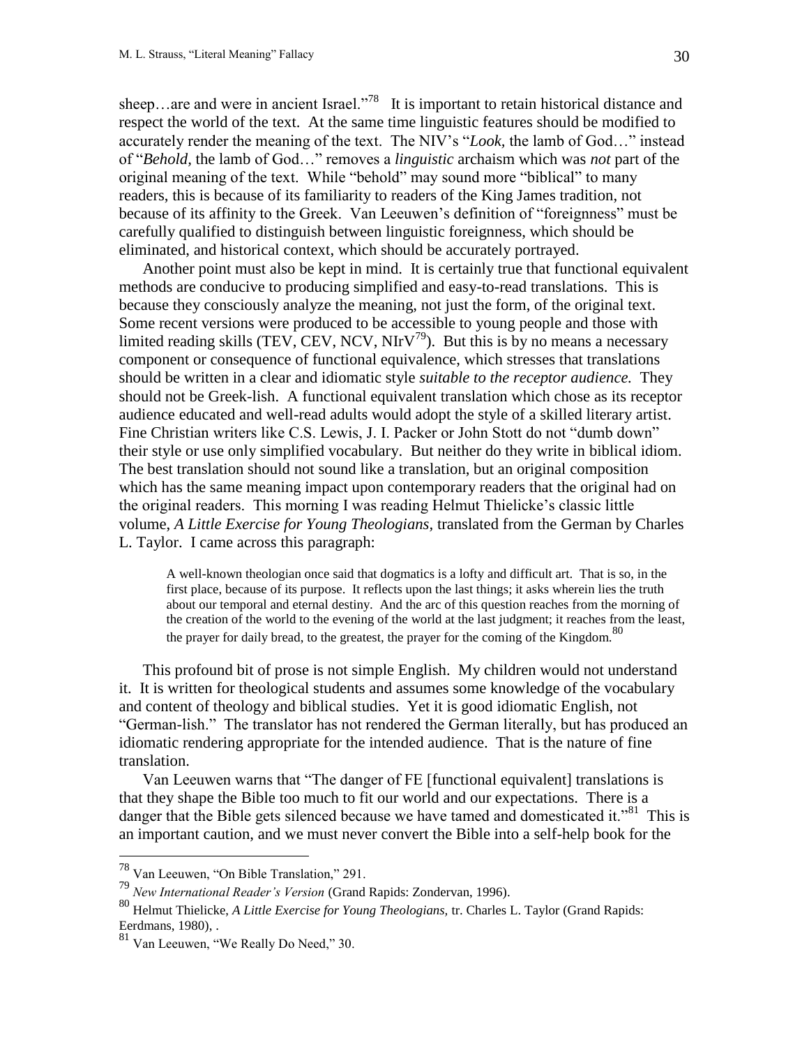sheep…are and were in ancient Israel."[78] It is important to retain historical distance and respect the world of the text. At the same time linguistic features should be modified to accurately render the meaning of the text. The NIV's "*Look,* the lamb of God…" instead of "*Behold,* the lamb of God…" removes a *linguistic* archaism which was *not* part of the original meaning of the text. While "behold" may sound more "biblical" to many readers, this is because of its familiarity to readers of the King James tradition, not because of its affinity to the Greek. Van Leeuwen's definition of "foreignness" must be carefully qualified to distinguish between linguistic foreignness, which should be eliminated, and historical context, which should be accurately portrayed.

Another point must also be kept in mind. It is certainly true that functional equivalent methods are conducive to producing simplified and easy-to-read translations. This is because they consciously analyze the meaning, not just the form, of the original text. Some recent versions were produced to be accessible to young people and those with limited reading skills (TEV, CEV, NCV, NIrV[79]). But this is by no means a necessary component or consequence of functional equivalence, which stresses that translations should be written in a clear and idiomatic style *suitable to the receptor audience.* They should not be Greek-lish. A functional equivalent translation which chose as its receptor audience educated and well-read adults would adopt the style of a skilled literary artist. Fine Christian writers like C.S. Lewis, J. I. Packer or John Stott do not "dumb down" their style or use only simplified vocabulary. But neither do they write in biblical idiom. The best translation should not sound like a translation, but an original composition which has the same meaning impact upon contemporary readers that the original had on the original readers. This morning I was reading Helmut Thielicke's classic little volume, *A Little Exercise for Young Theologians*, translated from the German by Charles L. Taylor. I came across this paragraph:

> A well-known theologian once said that dogmatics is a lofty and difficult art. That is so, in the first place, because of its purpose. It reflects upon the last things; it asks wherein lies the truth about our temporal and eternal destiny. And the arc of this question reaches from the morning of the creation of the world to the evening of the world at the last judgment; it reaches from the least, the prayer for daily bread, to the greatest, the prayer for the coming of the Kingdom.[80]

This profound bit of prose is not simple English. My children would not understand it. It is written for theological students and assumes some knowledge of the vocabulary and content of theology and biblical studies. Yet it is good idiomatic English, not "German-lish." The translator has not rendered the German literally, but has produced an idiomatic rendering appropriate for the intended audience. That is the nature of fine translation.

Van Leeuwen warns that "The danger of FE [functional equivalent] translations is that they shape the Bible too much to fit our world and our expectations. There is a danger that the Bible gets silenced because we have tamed and domesticated it."[81] This is an important caution, and we must never convert the Bible into a self-help book for the

---

[78] Van Leeuwen, "On Bible Translation," 291.

[79] *New International Reader's Version* (Grand Rapids: Zondervan, 1996).

[80] Helmut Thielicke, *A Little Exercise for Young Theologians,* tr. Charles L. Taylor (Grand Rapids: Eerdmans, 1980), .

[81] Van Leeuwen, "We Really Do Need," 30.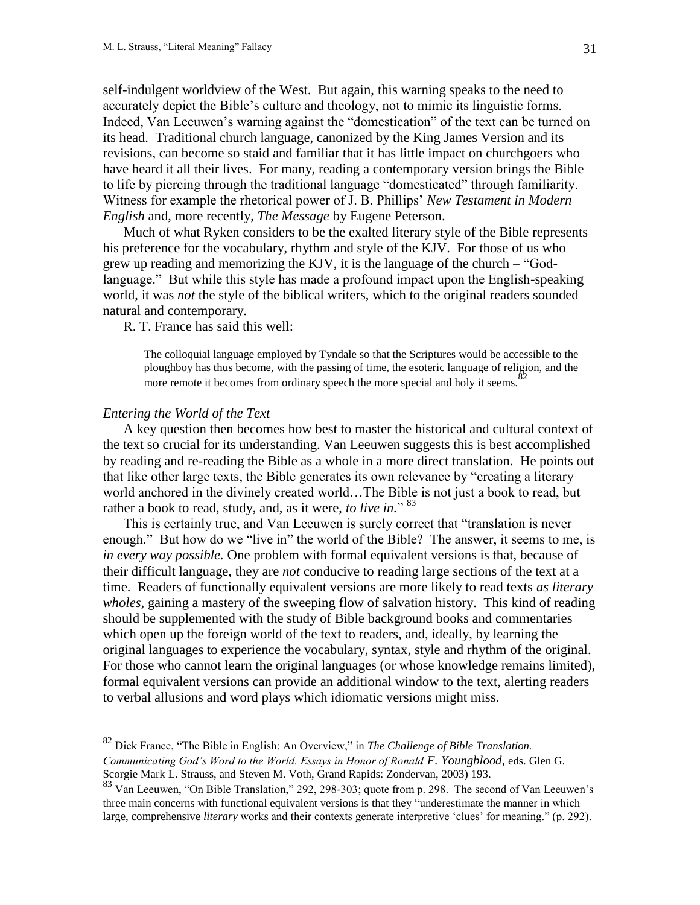self-indulgent worldview of the West. But again, this warning speaks to the need to accurately depict the Bible's culture and theology, not to mimic its linguistic forms. Indeed, Van Leeuwen's warning against the "domestication" of the text can be turned on its head. Traditional church language, canonized by the King James Version and its revisions, can become so staid and familiar that it has little impact on churchgoers who have heard it all their lives. For many, reading a contemporary version brings the Bible to life by piercing through the traditional language "domesticated" through familiarity. Witness for example the rhetorical power of J. B. Phillips' *New Testament in Modern English* and, more recently, *The Message* by Eugene Peterson.

Much of what Ryken considers to be the exalted literary style of the Bible represents his preference for the vocabulary, rhythm and style of the KJV. For those of us who grew up reading and memorizing the KJV, it is the language of the church – "God-language." But while this style has made a profound impact upon the English-speaking world, it was *not* the style of the biblical writers, which to the original readers sounded natural and contemporary.

R. T. France has said this well:

> The colloquial language employed by Tyndale so that the Scriptures would be accessible to the ploughboy has thus become, with the passing of time, the esoteric language of religion, and the more remote it becomes from ordinary speech the more special and holy it seems.[82]

### *Entering the World of the Text*

A key question then becomes how best to master the historical and cultural context of the text so crucial for its understanding. Van Leeuwen suggests this is best accomplished by reading and re-reading the Bible as a whole in a more direct translation. He points out that like other large texts, the Bible generates its own relevance by "creating a literary world anchored in the divinely created world…The Bible is not just a book to read, but rather a book to read, study, and, as it were, *to live in*."[83]

This is certainly true, and Van Leeuwen is surely correct that "translation is never enough." But how do we "live in" the world of the Bible? The answer, it seems to me, is *in every way possible*. One problem with formal equivalent versions is that, because of their difficult language, they are *not* conducive to reading large sections of the text at a time. Readers of functionally equivalent versions are more likely to read texts *as literary wholes*, gaining a mastery of the sweeping flow of salvation history. This kind of reading should be supplemented with the study of Bible background books and commentaries which open up the foreign world of the text to readers, and, ideally, by learning the original languages to experience the vocabulary, syntax, style and rhythm of the original. For those who cannot learn the original languages (or whose knowledge remains limited), formal equivalent versions can provide an additional window to the text, alerting readers to verbal allusions and word plays which idiomatic versions might miss.

---

[82] Dick France, "The Bible in English: An Overview," in *The Challenge of Bible Translation. Communicating God's Word to the World. Essays in Honor of Ronald F. Youngblood*, eds. Glen G. Scorgie Mark L. Strauss, and Steven M. Voth, Grand Rapids: Zondervan, 2003) 193.

[83] Van Leeuwen, "On Bible Translation," 292, 298-303; quote from p. 298. The second of Van Leeuwen's three main concerns with functional equivalent versions is that they "underestimate the manner in which large, comprehensive *literary* works and their contexts generate interpretive 'clues' for meaning." (p. 292).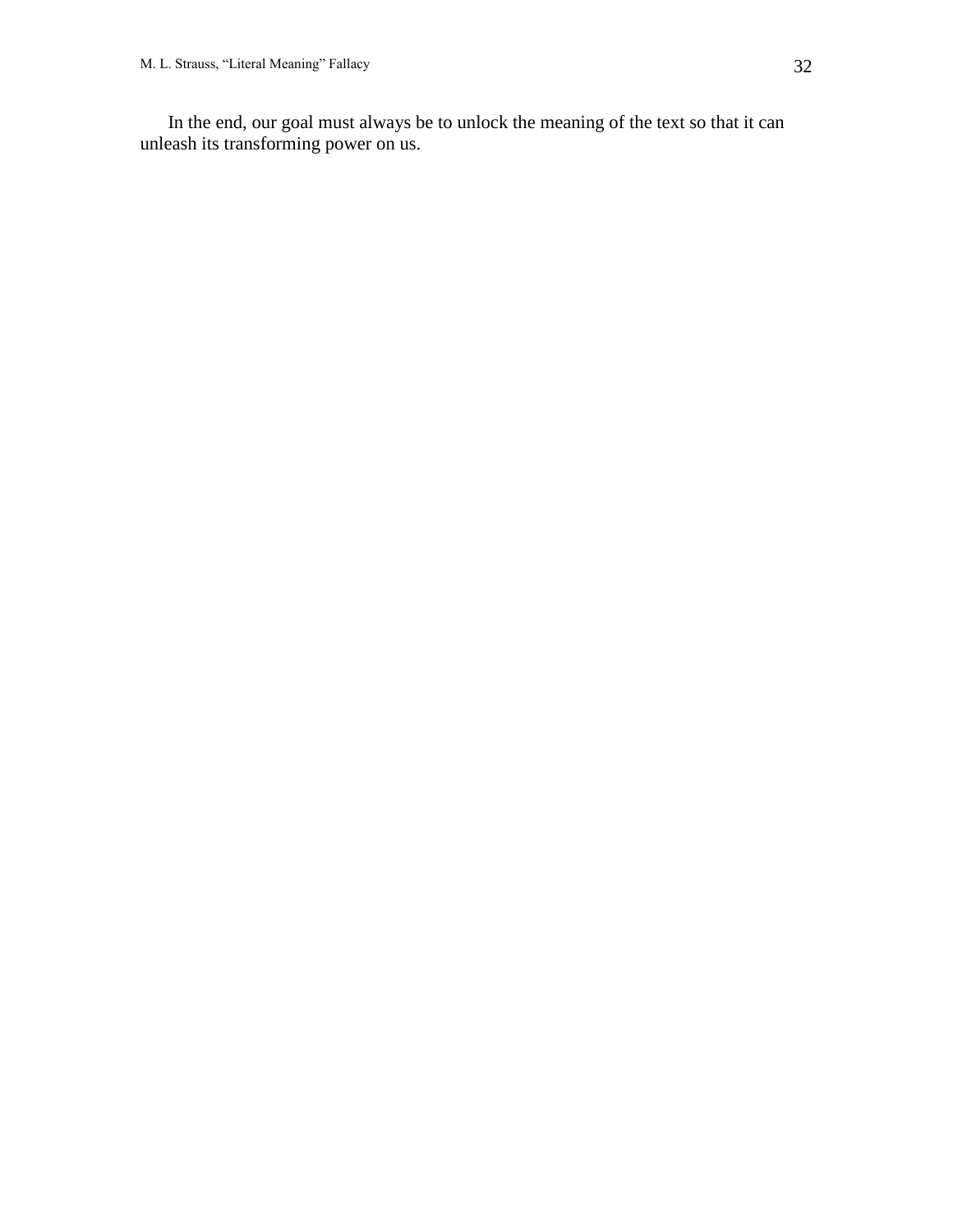In the end, our goal must always be to unlock the meaning of the text so that it can unleash its transforming power on us.